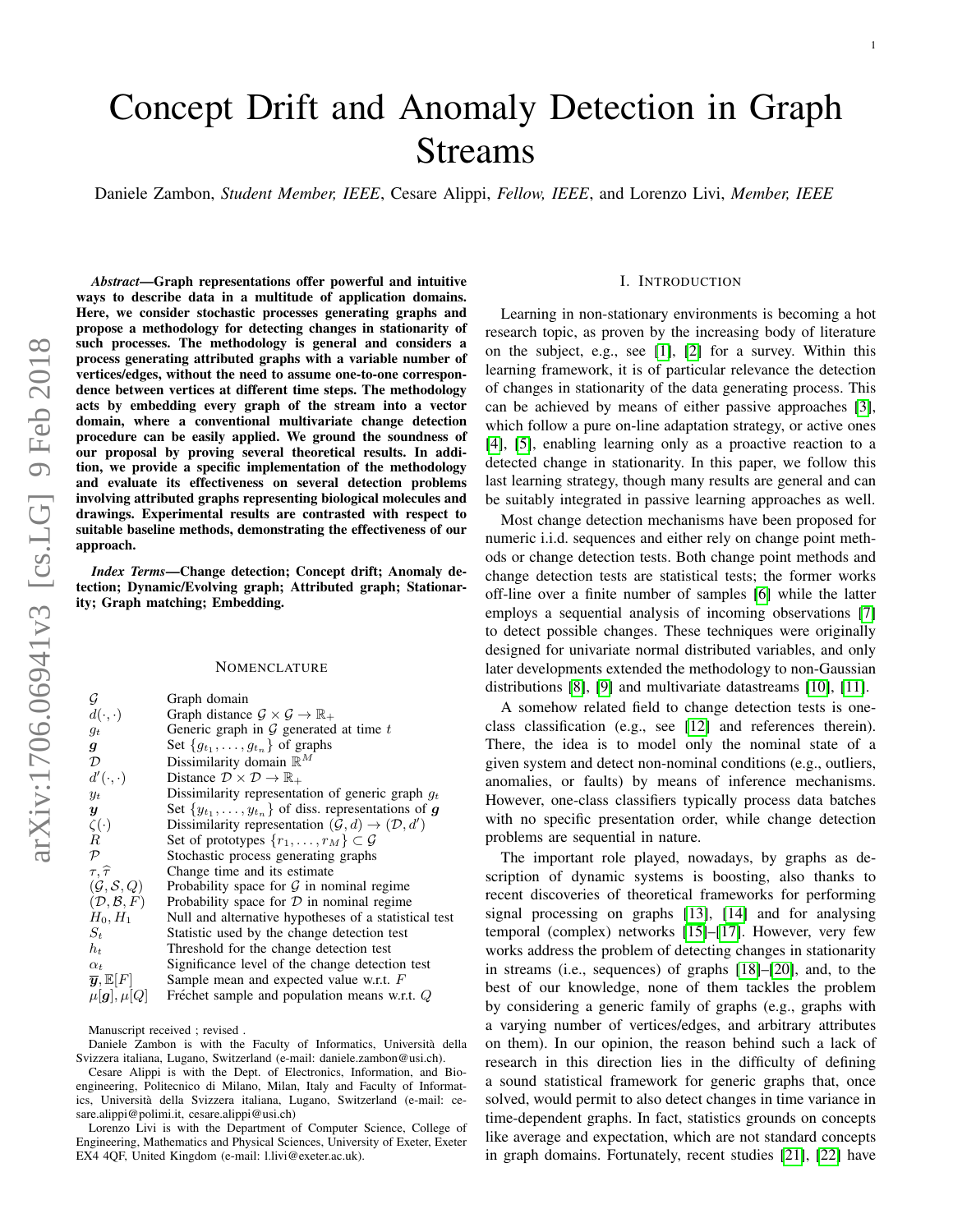# Concept Drift and Anomaly Detection in Graph Streams

Daniele Zambon, *Student Member, IEEE*, Cesare Alippi, *Fellow, IEEE*, and Lorenzo Livi, *Member, IEEE*

***Abstract*—Graph representations offer powerful and intuitive ways to describe data in a multitude of application domains. Here, we consider stochastic processes generating graphs and propose a methodology for detecting changes in stationarity of such processes. The methodology is general and considers a process generating attributed graphs with a variable number of vertices/edges, without the need to assume one-to-one correspondence between vertices at different time steps. The methodology acts by embedding every graph of the stream into a vector domain, where a conventional multivariate change detection procedure can be easily applied. We ground the soundness of our proposal by proving several theoretical results. In addition, we provide a specific implementation of the methodology and evaluate its effectiveness on several detection problems involving attributed graphs representing biological molecules and drawings. Experimental results are contrasted with respect to suitable baseline methods, demonstrating the effectiveness of our approach.**

***Index Terms*—Change detection; Concept drift; Anomaly detection; Dynamic/Evolving graph; Attributed graph; Stationarity; Graph matching; Embedding.**

## Nomenclature

| | |
|---|---|
| $\mathcal{G}$ | Graph domain |
| $d(\cdot,\cdot)$ | Graph distance $\mathcal{G}\times\mathcal{G}\to\mathbb{R}_+$ |
| $g_t$ | Generic graph in $\mathcal{G}$ generated at time $t$ |
| $\boldsymbol{g}$ | Set $\{g_{t_1},\dots,g_{t_n}\}$ of graphs |
| $\mathcal{D}$ | Dissimilarity domain $\mathbb{R}^M$ |
| $d'(\cdot,\cdot)$ | Distance $\mathcal{D}\times\mathcal{D}\to\mathbb{R}_+$ |
| $y_t$ | Dissimilarity representation of generic graph $g_t$ |
| $\boldsymbol{y}$ | Set $\{y_{t_1},\dots,y_{t_n}\}$ of diss. representations of $\boldsymbol{g}$ |
| $\zeta(\cdot)$ | Dissimilarity representation $(\mathcal{G},d)\to(\mathcal{D},d')$ |
| $R$ | Set of prototypes $\{r_1,\dots,r_M\}\subset\mathcal{G}$ |
| $\mathcal{P}$ | Stochastic process generating graphs |
| $\tau,\widehat{\tau}$ | Change time and its estimate |
| $(\mathcal{G},\mathcal{S},Q)$ | Probability space for $\mathcal{G}$ in nominal regime |
| $(\mathcal{D},\mathcal{B},F)$ | Probability space for $\mathcal{D}$ in nominal regime |
| $H_0,H_1$ | Null and alternative hypotheses of a statistical test |
| $S_t$ | Statistic used by the change detection test |
| $h_t$ | Threshold for the change detection test |
| $\alpha_t$ | Significance level of the change detection test |
| $\overline{\boldsymbol{y}},\mathbb{E}[F]$ | Sample mean and expected value w.r.t. $F$ |
| $\mu[\boldsymbol{g}],\mu[Q]$ | Fréchet sample and population means w.r.t. $Q$ |

Manuscript received ; revised .

Daniele Zambon is with the Faculty of Informatics, Università della Svizzera italiana, Lugano, Switzerland (e-mail: daniele.zambon@usi.ch).

Cesare Alippi is with the Dept. of Electronics, Information, and Bioengineering, Politecnico di Milano, Milan, Italy and Faculty of Informatics, Università della Svizzera italiana, Lugano, Switzerland (e-mail: cesare.alippi@polimi.it, cesare.alippi@usi.ch)

Lorenzo Livi is with the Department of Computer Science, College of Engineering, Mathematics and Physical Sciences, University of Exeter, Exeter EX4 4QF, United Kingdom (e-mail: l.livi@exeter.ac.uk).

## I. Introduction

Learning in non-stationary environments is becoming a hot research topic, as proven by the increasing body of literature on the subject, e.g., see [1], [2] for a survey. Within this learning framework, it is of particular relevance the detection of changes in stationarity of the data generating process. This can be achieved by means of either passive approaches [3], which follow a pure on-line adaptation strategy, or active ones [4], [5], enabling learning only as a proactive reaction to a detected change in stationarity. In this paper, we follow this last learning strategy, though many results are general and can be suitably integrated in passive learning approaches as well.

Most change detection mechanisms have been proposed for numeric i.i.d. sequences and either rely on change point methods or change detection tests. Both change point methods and change detection tests are statistical tests; the former works off-line over a finite number of samples [6] while the latter employs a sequential analysis of incoming observations [7] to detect possible changes. These techniques were originally designed for univariate normal distributed variables, and only later developments extended the methodology to non-Gaussian distributions [8], [9] and multivariate datastreams [10], [11].

A somehow related field to change detection tests is one-class classification (e.g., see [12] and references therein). There, the idea is to model only the nominal state of a given system and detect non-nominal conditions (e.g., outliers, anomalies, or faults) by means of inference mechanisms. However, one-class classifiers typically process data batches with no specific presentation order, while change detection problems are sequential in nature.

The important role played, nowadays, by graphs as description of dynamic systems is boosting, also thanks to recent discoveries of theoretical frameworks for performing signal processing on graphs [13], [14] and for analysing temporal (complex) networks [15]–[17]. However, very few works address the problem of detecting changes in stationarity in streams (i.e., sequences) of graphs [18]–[20], and, to the best of our knowledge, none of them tackles the problem by considering a generic family of graphs (e.g., graphs with a varying number of vertices/edges, and arbitrary attributes on them). In our opinion, the reason behind such a lack of research in this direction lies in the difficulty of defining a sound statistical framework for generic graphs that, once solved, would permit to also detect changes in time variance in time-dependent graphs. In fact, statistics grounds on concepts like average and expectation, which are not standard concepts in graph domains. Fortunately, recent studies [21], [22] have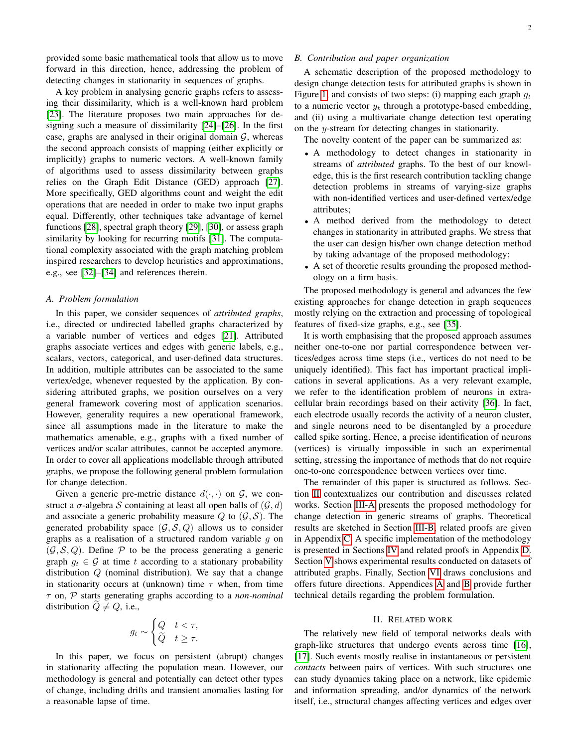provided some basic mathematical tools that allow us to move forward in this direction, hence, addressing the problem of detecting changes in stationarity in sequences of graphs.

A key problem in analysing generic graphs refers to assessing their dissimilarity, which is a well-known hard problem [23]. The literature proposes two main approaches for designing such a measure of dissimilarity [24]–[26]. In the first case, graphs are analysed in their original domain $\mathcal{G}$, whereas the second approach consists of mapping (either explicitly or implicitly) graphs to numeric vectors. A well-known family of algorithms used to assess dissimilarity between graphs relies on the Graph Edit Distance (GED) approach [27]. More specifically, GED algorithms count and weight the edit operations that are needed in order to make two input graphs equal. Differently, other techniques take advantage of kernel functions [28], spectral graph theory [29], [30], or assess graph similarity by looking for recurring motifs [31]. The computational complexity associated with the graph matching problem inspired researchers to develop heuristics and approximations, e.g., see [32]–[34] and references therein.

### A. Problem formulation

In this paper, we consider sequences of *attributed graphs*, i.e., directed or undirected labelled graphs characterized by a variable number of vertices and edges [21]. Attributed graphs associate vertices and edges with generic labels, e.g., scalars, vectors, categorical, and user-defined data structures. In addition, multiple attributes can be associated to the same vertex/edge, whenever requested by the application. By considering attributed graphs, we position ourselves on a very general framework covering most of application scenarios. However, generality requires a new operational framework, since all assumptions made in the literature to make the mathematics amenable, e.g., graphs with a fixed number of vertices and/or scalar attributes, cannot be accepted anymore. In order to cover all applications modellable through attributed graphs, we propose the following general problem formulation for change detection.

Given a generic pre-metric distance $d(\cdot, \cdot)$ on $\mathcal{G}$, we construct a $\sigma$-algebra $\mathcal{S}$ containing at least all open balls of $(\mathcal{G}, d)$ and associate a generic probability measure $Q$ to $(\mathcal{G}, \mathcal{S})$. The generated probability space $(\mathcal{G}, \mathcal{S}, Q)$ allows us to consider graphs as a realisation of a structured random variable $g$ on $(\mathcal{G}, \mathcal{S}, Q)$. Define $\mathcal{P}$ to be the process generating a generic graph $g_t \in \mathcal{G}$ at time $t$ according to a stationary probability distribution $Q$ (nominal distribution). We say that a change in stationarity occurs at (unknown) time $\tau$ when, from time $\tau$ on, $\mathcal{P}$ starts generating graphs according to a *non-nominal* distribution $\widetilde{Q} \neq Q$, i.e.,

$$g_t \sim \begin{cases} Q & t < \tau, \\ \widetilde{Q} & t \geq \tau. \end{cases}$$

In this paper, we focus on persistent (abrupt) changes in stationarity affecting the population mean. However, our methodology is general and potentially can detect other types of change, including drifts and transient anomalies lasting for a reasonable lapse of time.

### B. Contribution and paper organization

A schematic description of the proposed methodology to design change detection tests for attributed graphs is shown in Figure 1 and consists of two steps: (i) mapping each graph $g_t$ to a numeric vector $y_t$ through a prototype-based embedding, and (ii) using a multivariate change detection test operating on the $y$-stream for detecting changes in stationarity.

The novelty content of the paper can be summarized as:

- A methodology to detect changes in stationarity in streams of *attributed* graphs. To the best of our knowledge, this is the first research contribution tackling change detection problems in streams of varying-size graphs with non-identified vertices and user-defined vertex/edge attributes;
- A method derived from the methodology to detect changes in stationarity in attributed graphs. We stress that the user can design his/her own change detection method by taking advantage of the proposed methodology;
- A set of theoretic results grounding the proposed methodology on a firm basis.

The proposed methodology is general and advances the few existing approaches for change detection in graph sequences mostly relying on the extraction and processing of topological features of fixed-size graphs, e.g., see [35].

It is worth emphasising that the proposed approach assumes neither one-to-one nor partial correspondence between vertices/edges across time steps (i.e., vertices do not need to be uniquely identified). This fact has important practical implications in several applications. As a very relevant example, we refer to the identification problem of neurons in extracellular brain recordings based on their activity [36]. In fact, each electrode usually records the activity of a neuron cluster, and single neurons need to be disentangled by a procedure called spike sorting. Hence, a precise identification of neurons (vertices) is virtually impossible in such an experimental setting, stressing the importance of methods that do not require one-to-one correspondence between vertices over time.

The remainder of this paper is structured as follows. Section II contextualizes our contribution and discusses related works. Section III-A presents the proposed methodology for change detection in generic streams of graphs. Theoretical results are sketched in Section III-B, related proofs are given in Appendix C. A specific implementation of the methodology is presented in Sections IV and related proofs in Appendix D. Section V shows experimental results conducted on datasets of attributed graphs. Finally, Section VI draws conclusions and offers future directions. Appendices A and B provide further technical details regarding the problem formulation.

## II. Related Work

The relatively new field of temporal networks deals with graph-like structures that undergo events across time [16], [17]. Such events mostly realise in instantaneous or persistent *contacts* between pairs of vertices. With such structures one can study dynamics taking place on a network, like epidemic and information spreading, and/or dynamics of the network itself, i.e., structural changes affecting vertices and edges over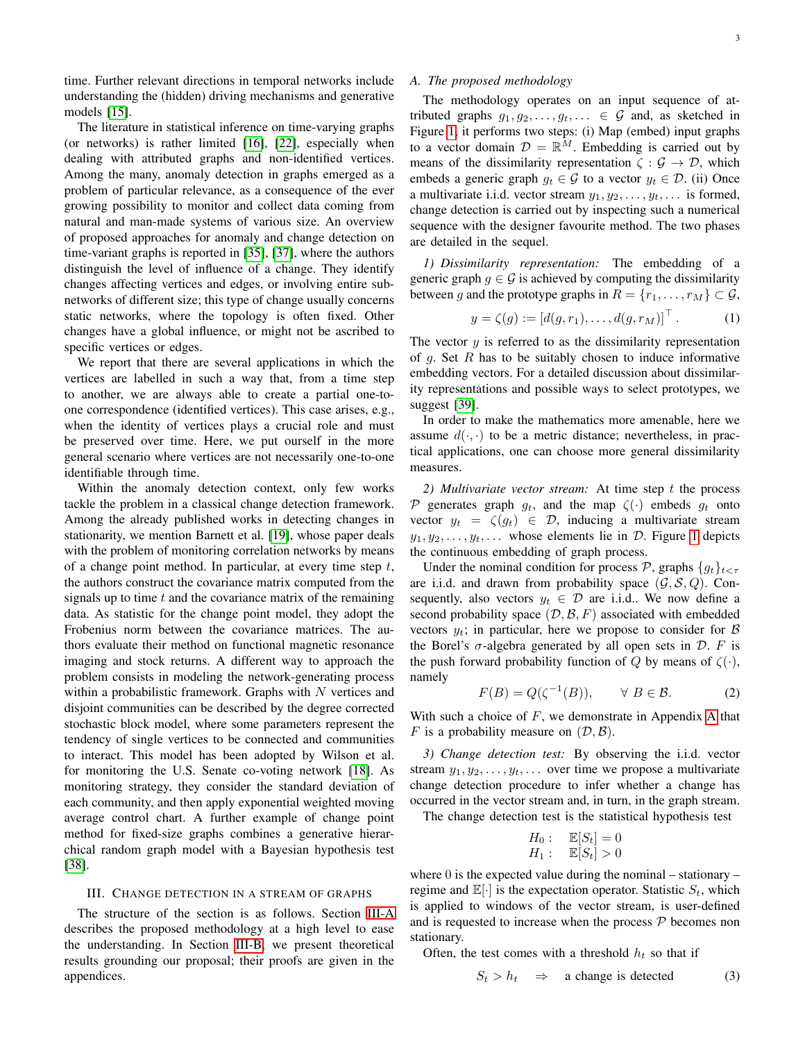time. Further relevant directions in temporal networks include understanding the (hidden) driving mechanisms and generative models [15].

The literature in statistical inference on time-varying graphs (or networks) is rather limited [16], [22], especially when dealing with attributed graphs and non-identified vertices. Among the many, anomaly detection in graphs emerged as a problem of particular relevance, as a consequence of the ever growing possibility to monitor and collect data coming from natural and man-made systems of various size. An overview of proposed approaches for anomaly and change detection on time-variant graphs is reported in [35], [37], where the authors distinguish the level of influence of a change. They identify changes affecting vertices and edges, or involving entire sub-networks of different size; this type of change usually concerns static networks, where the topology is often fixed. Other changes have a global influence, or might not be ascribed to specific vertices or edges.

We report that there are several applications in which the vertices are labelled in such a way that, from a time step to another, we are always able to create a partial one-to-one correspondence (identified vertices). This case arises, e.g., when the identity of vertices plays a crucial role and must be preserved over time. Here, we put ourself in the more general scenario where vertices are not necessarily one-to-one identifiable through time.

Within the anomaly detection context, only few works tackle the problem in a classical change detection framework. Among the already published works in detecting changes in stationarity, we mention Barnett et al. [19], whose paper deals with the problem of monitoring correlation networks by means of a change point method. In particular, at every time step $t$, the authors construct the covariance matrix computed from the signals up to time $t$ and the covariance matrix of the remaining data. As statistic for the change point model, they adopt the Frobenius norm between the covariance matrices. The authors evaluate their method on functional magnetic resonance imaging and stock returns. A different way to approach the problem consists in modeling the network-generating process within a probabilistic framework. Graphs with $N$ vertices and disjoint communities can be described by the degree corrected stochastic block model, where some parameters represent the tendency of single vertices to be connected and communities to interact. This model has been adopted by Wilson et al. for monitoring the U.S. Senate co-voting network [18]. As monitoring strategy, they consider the standard deviation of each community, and then apply exponential weighted moving average control chart. A further example of change point method for fixed-size graphs combines a generative hierarchical random graph model with a Bayesian hypothesis test [38].

## III. Change detection in a stream of graphs

The structure of the section is as follows. Section III-A describes the proposed methodology at a high level to ease the understanding. In Section III-B, we present theoretical results grounding our proposal; their proofs are given in the appendices.

### A. The proposed methodology

The methodology operates on an input sequence of attributed graphs $g_1, g_2, \dots, g_t, \dots \in \mathcal{G}$ and, as sketched in Figure 1, it performs two steps: (i) Map (embed) input graphs to a vector domain $\mathcal{D} = \mathbb{R}^M$. Embedding is carried out by means of the dissimilarity representation $\zeta : \mathcal{G} \to \mathcal{D}$, which embeds a generic graph $g_t \in \mathcal{G}$ to a vector $y_t \in \mathcal{D}$. (ii) Once a multivariate i.i.d. vector stream $y_1, y_2, \dots, y_t, \dots$ is formed, change detection is carried out by inspecting such a numerical sequence with the designer favourite method. The two phases are detailed in the sequel.

*1) Dissimilarity representation:* The embedding of a generic graph $g \in \mathcal{G}$ is achieved by computing the dissimilarity between $g$ and the prototype graphs in $R = \{r_1, \dots, r_M\} \subset \mathcal{G}$,

$$y = \zeta(g) := [d(g, r_1), \dots, d(g, r_M)]^\top . \tag{1}$$

The vector $y$ is referred to as the dissimilarity representation of $g$. Set $R$ has to be suitably chosen to induce informative embedding vectors. For a detailed discussion about dissimilarity representations and possible ways to select prototypes, we suggest [39].

In order to make the mathematics more amenable, here we assume $d(\cdot,\cdot)$ to be a metric distance; nevertheless, in practical applications, one can choose more general dissimilarity measures.

*2) Multivariate vector stream:* At time step $t$ the process $\mathcal{P}$ generates graph $g_t$, and the map $\zeta(\cdot)$ embeds $g_t$ onto vector $y_t = \zeta(g_t) \in \mathcal{D}$, inducing a multivariate stream $y_1, y_2, \dots, y_t, \dots$ whose elements lie in $\mathcal{D}$. Figure 1 depicts the continuous embedding of graph process.

Under the nominal condition for process $\mathcal{P}$, graphs $\{g_t\}_{t<\tau}$ are i.i.d. and drawn from probability space $(\mathcal{G}, \mathcal{S}, Q)$. Consequently, also vectors $y_t \in \mathcal{D}$ are i.i.d.. We now define a second probability space $(\mathcal{D}, \mathcal{B}, F)$ associated with embedded vectors $y_t$; in particular, here we propose to consider for $\mathcal{B}$ the Borel's $\sigma$-algebra generated by all open sets in $\mathcal{D}$. $F$ is the push forward probability function of $Q$ by means of $\zeta(\cdot)$, namely

$$F(B) = Q(\zeta^{-1}(B)), \qquad \forall \; B \in \mathcal{B}. \tag{2}$$

With such a choice of $F$, we demonstrate in Appendix A that $F$ is a probability measure on $(\mathcal{D}, \mathcal{B})$.

*3) Change detection test:* By observing the i.i.d. vector stream $y_1, y_2, \dots, y_t, \dots$ over time we propose a multivariate change detection procedure to infer whether a change has occurred in the vector stream and, in turn, in the graph stream.

The change detection test is the statistical hypothesis test

$$\begin{array}{ll} H_0: & \mathbb{E}[S_t] = 0 \\ H_1: & \mathbb{E}[S_t] > 0 \end{array}$$

where 0 is the expected value during the nominal – stationary – regime and $\mathbb{E}[\cdot]$ is the expectation operator. Statistic $S_t$, which is applied to windows of the vector stream, is user-defined and is requested to increase when the process $\mathcal{P}$ becomes non stationary.

Often, the test comes with a threshold $h_t$ so that if

$$S_t > h_t \quad \Rightarrow \quad \text{a change is detected} \tag{3}$$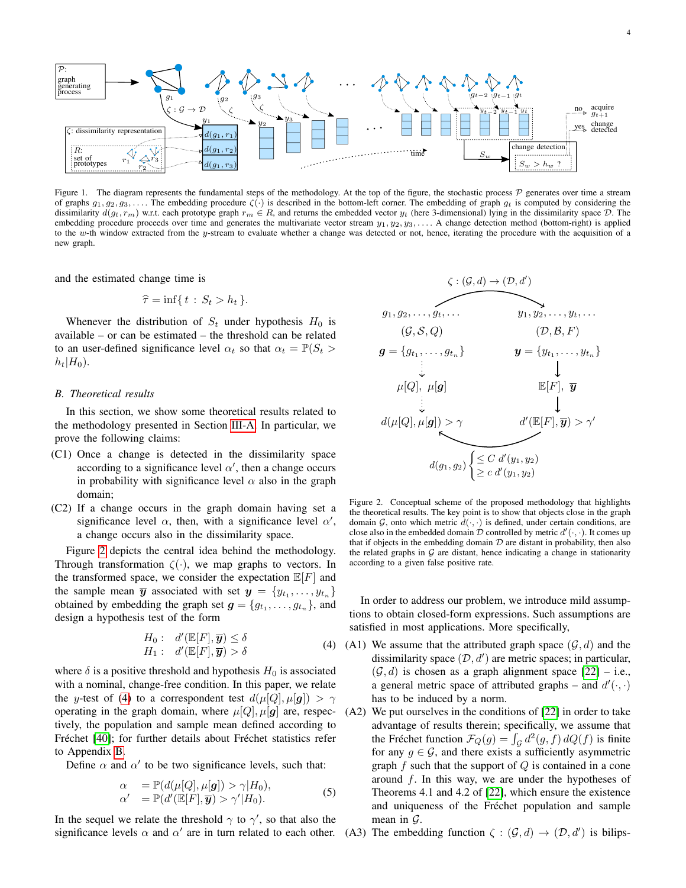Figure 1. The diagram represents the fundamental steps of the methodology. At the top of the figure, the stochastic process $\mathcal{P}$ generates over time a stream of graphs $g_1, g_2, g_3, \dots$. The embedding procedure $\zeta(\cdot)$ is described in the bottom-left corner. The embedding of graph $g_t$ is computed by considering the dissimilarity $d(g_t, r_m)$ w.r.t. each prototype graph $r_m \in R$, and returns the embedded vector $y_t$ (here 3-dimensional) lying in the dissimilarity space $\mathcal{D}$. The embedding procedure proceeds over time and generates the multivariate vector stream $y_1, y_2, y_3, \dots$. A change detection method (bottom-right) is applied to the $w$-th window extracted from the $y$-stream to evaluate whether a change was detected or not, hence, iterating the procedure with the acquisition of a new graph.

and the estimated change time is

$$\hat{\tau} = \inf\{\, t \,:\, S_t > h_t \,\}.$$

Whenever the distribution of $S_t$ under hypothesis $H_0$ is available – or can be estimated – the threshold can be related to an user-defined significance level $\alpha_t$ so that $\alpha_t = \mathbb{P}(S_t > h_t | H_0)$.

### B. Theoretical results

In this section, we show some theoretical results related to the methodology presented in Section III-A. In particular, we prove the following claims:

(C1) Once a change is detected in the dissimilarity space according to a significance level $\alpha'$, then a change occurs in probability with significance level $\alpha$ also in the graph domain;

(C2) If a change occurs in the graph domain having set a significance level $\alpha$, then, with a significance level $\alpha'$, a change occurs also in the dissimilarity space.

Figure 2 depicts the central idea behind the methodology. Through transformation $\zeta(\cdot)$, we map graphs to vectors. In the transformed space, we consider the expectation $\mathbb{E}[F]$ and the sample mean $\overline{\boldsymbol{y}}$ associated with set $\boldsymbol{y} = \{y_{t_1}, \dots, y_{t_n}\}$ obtained by embedding the graph set $\boldsymbol{g} = \{g_{t_1}, \dots, g_{t_n}\}$, and design a hypothesis test of the form

$$\begin{aligned} H_0 : \quad & d'(\mathbb{E}[F], \overline{\boldsymbol{y}}) \le \delta \\ H_1 : \quad & d'(\mathbb{E}[F], \overline{\boldsymbol{y}}) > \delta \end{aligned} \tag{4}$$

where $\delta$ is a positive threshold and hypothesis $H_0$ is associated with a nominal, change-free condition. In this paper, we relate the $y$-test of (4) to a correspondent test $d(\mu[Q], \mu[\boldsymbol{g}]) > \gamma$ operating in the graph domain, where $\mu[Q], \mu[\boldsymbol{g}]$ are, respectively, the population and sample mean defined according to Fréchet [40]; for further details about Fréchet statistics refer to Appendix B.

Define $\alpha$ and $\alpha'$ to be two significance levels, such that:

$$\begin{aligned} \alpha \quad & = \mathbb{P}(d(\mu[Q], \mu[\boldsymbol{g}]) > \gamma | H_0), \\ \alpha' \quad & = \mathbb{P}(d'(\mathbb{E}[F], \overline{\boldsymbol{y}}) > \gamma' | H_0). \end{aligned} \tag{5}$$

In the sequel we relate the threshold $\gamma$ to $\gamma'$, so that also the significance levels $\alpha$ and $\alpha'$ are in turn related to each other.

Figure 2. Conceptual scheme of the proposed methodology that highlights the theoretical results. The key point is to show that objects close in the graph domain $\mathcal{G}$, onto which metric $d(\cdot,\cdot)$ is defined, under certain conditions, are close also in the embedded domain $\mathcal{D}$ controlled by metric $d'(\cdot,\cdot)$. It comes up that if objects in the embedding domain $\mathcal{D}$ are distant in probability, then also the related graphs in $\mathcal{G}$ are distant, hence indicating a change in stationarity according to a given false positive rate.

In order to address our problem, we introduce mild assumptions to obtain closed-form expressions. Such assumptions are satisfied in most applications. More specifically,

(A1) We assume that the attributed graph space $(\mathcal{G}, d)$ and the dissimilarity space $(\mathcal{D}, d')$ are metric spaces; in particular, $(\mathcal{G}, d)$ is chosen as a graph alignment space [22] – i.e., a general metric space of attributed graphs – and $d'(\cdot,\cdot)$ has to be induced by a norm.

(A2) We put ourselves in the conditions of [22] in order to take advantage of results therein; specifically, we assume that the Fréchet function $\mathcal{F}_Q(g) = \int_{\mathcal{G}} d^2(g, f)\, dQ(f)$ is finite for any $g \in \mathcal{G}$, and there exists a sufficiently asymmetric graph $f$ such that the support of $Q$ is contained in a cone around $f$. In this way, we are under the hypotheses of Theorems 4.1 and 4.2 of [22], which ensure the existence and uniqueness of the Fréchet population and sample mean in $\mathcal{G}$.

(A3) The embedding function $\zeta : (\mathcal{G}, d) \to (\mathcal{D}, d')$ is bilips-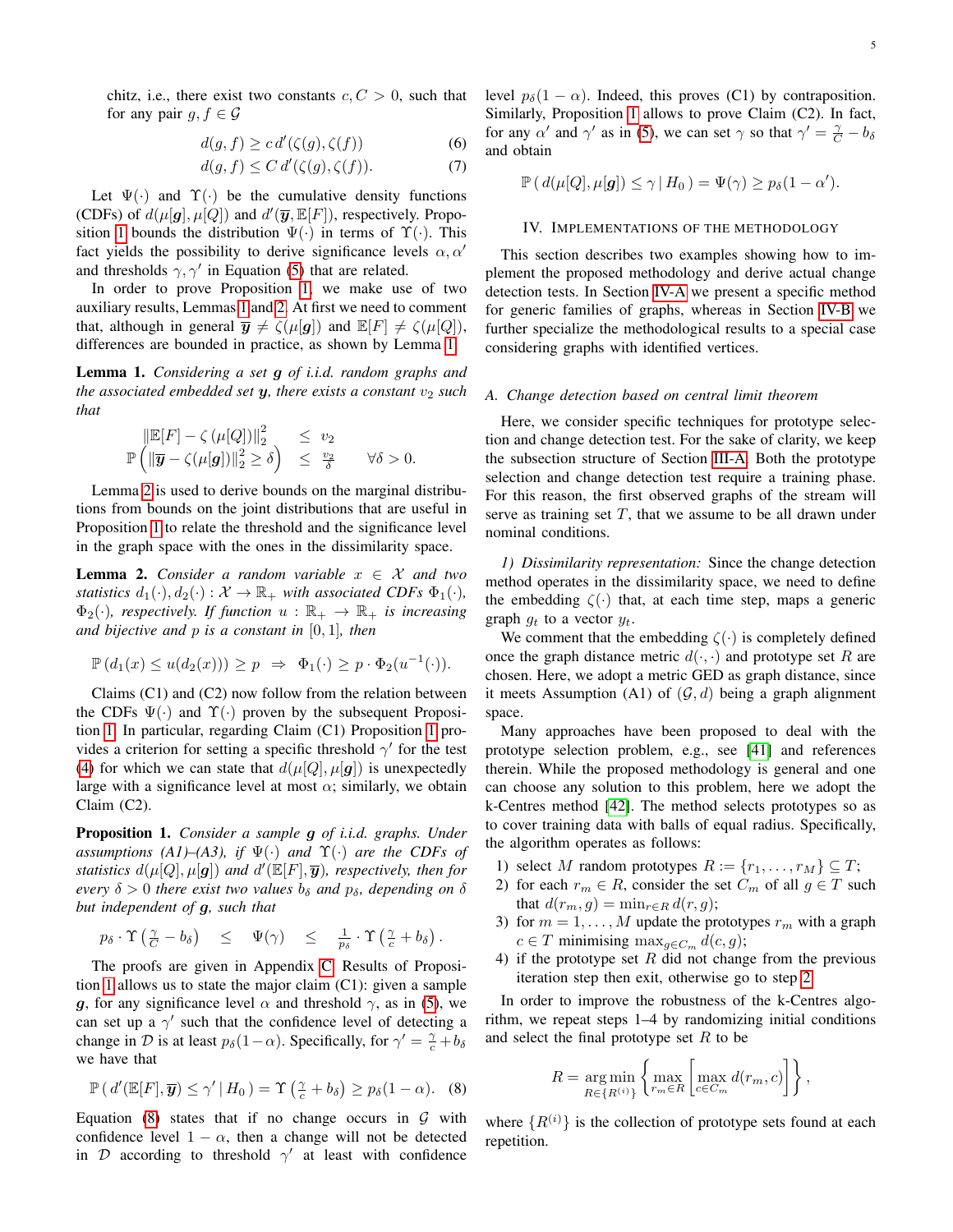chitz, i.e., there exist two constants $c, C > 0$, such that for any pair $g, f \in \mathcal{G}$

$$d(g,f) \geq c\, d'(\zeta(g), \zeta(f)) \tag{6}$$

$$d(g,f) \leq C\, d'(\zeta(g), \zeta(f)). \tag{7}$$

Let $\Psi(\cdot)$ and $\Upsilon(\cdot)$ be the cumulative density functions (CDFs) of $d(\mu[\boldsymbol{g}], \mu[Q])$ and $d'(\overline{\boldsymbol{y}}, \mathbb{E}[F])$, respectively. Proposition 1 bounds the distribution $\Psi(\cdot)$ in terms of $\Upsilon(\cdot)$. This fact yields the possibility to derive significance levels $\alpha, \alpha'$ and thresholds $\gamma, \gamma'$ in Equation (5) that are related.

In order to prove Proposition 1, we make use of two auxiliary results, Lemmas 1 and 2. At first we need to comment that, although in general $\overline{\boldsymbol{y}} \neq \zeta(\mu[\boldsymbol{g}])$ and $\mathbb{E}[F] \neq \zeta(\mu[Q])$, differences are bounded in practice, as shown by Lemma 1.

**Lemma 1.** *Considering a set $\boldsymbol{g}$ of i.i.d. random graphs and the associated embedded set $\boldsymbol{y}$, there exists a constant $v_2$ such that*

$$\begin{array}{rcll} \|\mathbb{E}[F] - \zeta\left(\mu[Q]\right)\|_2^2 & \leq & v_2 & \\ \mathbb{P}\left(\|\overline{\boldsymbol{y}} - \zeta(\mu[\boldsymbol{g}])\|_2^2 \geq \delta\right) & \leq & \frac{v_2}{\delta} & \forall \delta > 0. \end{array}$$

Lemma 2 is used to derive bounds on the marginal distributions from bounds on the joint distributions that are useful in Proposition 1 to relate the threshold and the significance level in the graph space with the ones in the dissimilarity space.

**Lemma 2.** *Consider a random variable $x \in \mathcal{X}$ and two statistics $d_1(\cdot), d_2(\cdot) : \mathcal{X} \to \mathbb{R}_+$ with associated CDFs $\Phi_1(\cdot)$, $\Phi_2(\cdot)$, respectively. If function $u : \mathbb{R}_+ \to \mathbb{R}_+$ is increasing and bijective and $p$ is a constant in $[0, 1]$, then*

$$\mathbb{P}\left(d_1(x) \leq u(d_2(x))\right) \geq p \;\Rightarrow\; \Phi_1(\cdot) \geq p \cdot \Phi_2(u^{-1}(\cdot)).$$

Claims (C1) and (C2) now follow from the relation between the CDFs $\Psi(\cdot)$ and $\Upsilon(\cdot)$ proven by the subsequent Proposition 1. In particular, regarding Claim (C1) Proposition 1 provides a criterion for setting a specific threshold $\gamma'$ for the test (4) for which we can state that $d(\mu[Q], \mu[\boldsymbol{g}])$ is unexpectedly large with a significance level at most $\alpha$; similarly, we obtain Claim (C2).

**Proposition 1.** *Consider a sample $\boldsymbol{g}$ of i.i.d. graphs. Under assumptions (A1)–(A3), if $\Psi(\cdot)$ and $\Upsilon(\cdot)$ are the CDFs of statistics $d(\mu[Q], \mu[\boldsymbol{g}])$ and $d'(\mathbb{E}[F], \overline{\boldsymbol{y}})$, respectively, then for every $\delta > 0$ there exist two values $b_\delta$ and $p_\delta$, depending on $\delta$ but independent of $\boldsymbol{g}$, such that*

$$p_\delta \cdot \Upsilon\left(\tfrac{\gamma}{C} - b_\delta\right) \quad\leq\quad \Psi(\gamma) \quad\leq\quad \tfrac{1}{p_\delta} \cdot \Upsilon\left(\tfrac{\gamma}{c} + b_\delta\right).$$

The proofs are given in Appendix C. Results of Proposition 1 allows us to state the major claim (C1): given a sample $\boldsymbol{g}$, for any significance level $\alpha$ and threshold $\gamma$, as in (5), we can set up a $\gamma'$ such that the confidence level of detecting a change in $\mathcal{D}$ is at least $p_\delta(1-\alpha)$. Specifically, for $\gamma' = \frac{\gamma}{c} + b_\delta$ we have that

$$\mathbb{P}\left(\, d'(\mathbb{E}[F], \overline{\boldsymbol{y}}) \leq \gamma' \,|\, H_0 \,\right) = \Upsilon\left(\tfrac{\gamma}{c} + b_\delta\right) \geq p_\delta(1-\alpha). \tag{8}$$

Equation (8) states that if no change occurs in $\mathcal{G}$ with confidence level $1-\alpha$, then a change will not be detected in $\mathcal{D}$ according to threshold $\gamma'$ at least with confidence level $p_\delta(1-\alpha)$. Indeed, this proves (C1) by contraposition. Similarly, Proposition 1 allows to prove Claim (C2). In fact, for any $\alpha'$ and $\gamma'$ as in (5), we can set $\gamma$ so that $\gamma' = \frac{\gamma}{C} - b_\delta$ and obtain

$$\mathbb{P}\left(\, d(\mu[Q], \mu[\boldsymbol{g}]) \leq \gamma \,|\, H_0 \,\right) = \Psi(\gamma) \geq p_\delta(1-\alpha').$$

## IV. Implementations of the Methodology

This section describes two examples showing how to implement the proposed methodology and derive actual change detection tests. In Section IV-A we present a specific method for generic families of graphs, whereas in Section IV-B we further specialize the methodological results to a special case considering graphs with identified vertices.

### A. Change detection based on central limit theorem

Here, we consider specific techniques for prototype selection and change detection test. For the sake of clarity, we keep the subsection structure of Section III-A. Both the prototype selection and change detection test require a training phase. For this reason, the first observed graphs of the stream will serve as training set $T$, that we assume to be all drawn under nominal conditions.

*1) Dissimilarity representation:* Since the change detection method operates in the dissimilarity space, we need to define the embedding $\zeta(\cdot)$ that, at each time step, maps a generic graph $g_t$ to a vector $y_t$.

We comment that the embedding $\zeta(\cdot)$ is completely defined once the graph distance metric $d(\cdot,\cdot)$ and prototype set $R$ are chosen. Here, we adopt a metric GED as graph distance, since it meets Assumption (A1) of $(\mathcal{G}, d)$ being a graph alignment space.

Many approaches have been proposed to deal with the prototype selection problem, e.g., see [41] and references therein. While the proposed methodology is general and one can choose any solution to this problem, here we adopt the k-Centres method [42]. The method selects prototypes so as to cover training data with balls of equal radius. Specifically, the algorithm operates as follows:

1) select $M$ random prototypes $R := \{r_1, \ldots, r_M\} \subseteq T$;
2) for each $r_m \in R$, consider the set $C_m$ of all $g \in T$ such that $d(r_m, g) = \min_{r \in R} d(r, g)$;
3) for $m = 1, \ldots, M$ update the prototypes $r_m$ with a graph $c \in T$ minimising $\max_{g \in C_m} d(c, g)$;
4) if the prototype set $R$ did not change from the previous iteration step then exit, otherwise go to step 2.

In order to improve the robustness of the k-Centres algorithm, we repeat steps 1–4 by randomizing initial conditions and select the final prototype set $R$ to be

$$R = \operatorname*{arg\,min}_{R \in \{R^{(i)}\}} \left\{ \max_{r_m \in R} \left[ \max_{c \in C_m} d(r_m, c) \right] \right\},$$

where $\{R^{(i)}\}$ is the collection of prototype sets found at each repetition.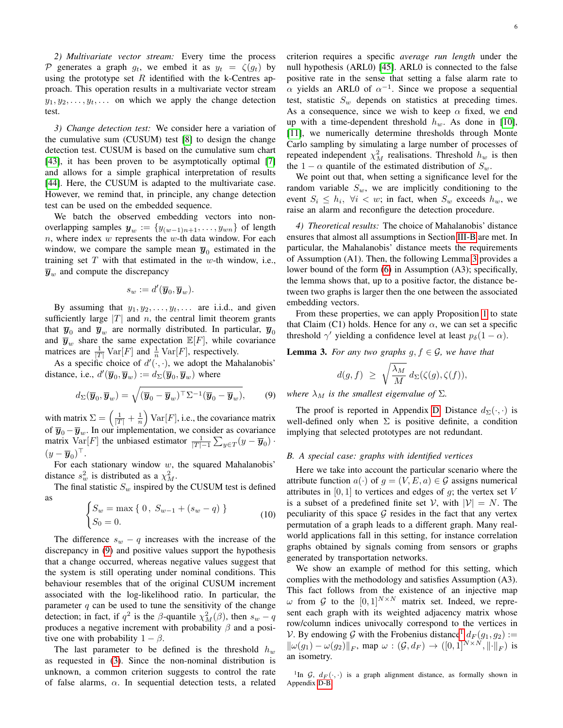*2) Multivariate vector stream:* Every time the process $\mathcal{P}$ generates a graph $g_t$, we embed it as $y_t = \zeta(g_t)$ by using the prototype set $R$ identified with the k-Centres approach. This operation results in a multivariate vector stream $y_1, y_2, \ldots, y_t, \ldots$ on which we apply the change detection test.

*3) Change detection test:* We consider here a variation of the cumulative sum (CUSUM) test [8] to design the change detection test. CUSUM is based on the cumulative sum chart [43], it has been proven to be asymptotically optimal [7] and allows for a simple graphical interpretation of results [44]. Here, the CUSUM is adapted to the multivariate case. However, we remind that, in principle, any change detection test can be used on the embedded sequence.

We batch the observed embedding vectors into non-overlapping samples $\boldsymbol{y}_w := \{y_{(w-1)n+1}, \ldots, y_{wn}\}$ of length $n$, where index $w$ represents the $w$-th data window. For each window, we compare the sample mean $\overline{\boldsymbol{y}}_0$ estimated in the training set $T$ with that estimated in the $w$-th window, i.e., $\overline{\boldsymbol{y}}_w$ and compute the discrepancy

$$s_w := d'(\overline{\boldsymbol{y}}_0, \overline{\boldsymbol{y}}_w).$$

By assuming that $y_1, y_2, \ldots, y_t, \ldots$ are i.i.d., and given sufficiently large $|T|$ and $n$, the central limit theorem grants that $\overline{\boldsymbol{y}}_0$ and $\overline{\boldsymbol{y}}_w$ are normally distributed. In particular, $\overline{\boldsymbol{y}}_0$ and $\overline{\boldsymbol{y}}_w$ share the same expectation $\mathbb{E}[F]$, while covariance matrices are $\frac{1}{|T|}\operatorname{Var}[F]$ and $\frac{1}{n}\operatorname{Var}[F]$, respectively.

As a specific choice of $d'(\cdot,\cdot)$, we adopt the Mahalanobis' distance, i.e., $d'(\overline{\boldsymbol{y}}_0, \overline{\boldsymbol{y}}_w) := d_\Sigma(\overline{\boldsymbol{y}}_0, \overline{\boldsymbol{y}}_w)$ where

$$d_\Sigma(\overline{\boldsymbol{y}}_0, \overline{\boldsymbol{y}}_w) = \sqrt{(\overline{\boldsymbol{y}}_0 - \overline{\boldsymbol{y}}_w)^\top \Sigma^{-1} (\overline{\boldsymbol{y}}_0 - \overline{\boldsymbol{y}}_w)}, \tag{9}$$

with matrix $\Sigma = \left(\frac{1}{|T|} + \frac{1}{n}\right)\operatorname{Var}[F]$, i.e., the covariance matrix of $\overline{\boldsymbol{y}}_0 - \overline{\boldsymbol{y}}_w$. In our implementation, we consider as covariance matrix $\operatorname{Var}[F]$ the unbiased estimator $\frac{1}{|T|-1}\sum_{y\in T}(y - \overline{\boldsymbol{y}}_0)\cdot(y - \overline{\boldsymbol{y}}_0)^\top$.

For each stationary window $w$, the squared Mahalanobis' distance $s_w^2$ is distributed as a $\chi^2_M$.

The final statistic $S_w$ inspired by the CUSUM test is defined as

$$\begin{cases} S_w = \max\{\, 0\,,\ S_{w-1} + (s_w - q)\,\} \\ S_0 = 0. \end{cases} \tag{10}$$

The difference $s_w - q$ increases with the increase of the discrepancy in (9) and positive values support the hypothesis that a change occurred, whereas negative values suggest that the system is still operating under nominal conditions. This behaviour resembles that of the original CUSUM increment associated with the log-likelihood ratio. In particular, the parameter $q$ can be used to tune the sensitivity of the change detection; in fact, if $q^2$ is the $\beta$-quantile $\chi^2_M(\beta)$, then $s_w - q$ produces a negative increment with probability $\beta$ and a positive one with probability $1-\beta$.

The last parameter to be defined is the threshold $h_w$ as requested in (3). Since the non-nominal distribution is unknown, a common criterion suggests to control the rate of false alarms, $\alpha$. In sequential detection tests, a related criterion requires a specific *average run length* under the null hypothesis (ARL0) [45]. ARL0 is connected to the false positive rate in the sense that setting a false alarm rate to $\alpha$ yields an ARL0 of $\alpha^{-1}$. Since we propose a sequential test, statistic $S_w$ depends on statistics at preceding times. As a consequence, since we wish to keep $\alpha$ fixed, we end up with a time-dependent threshold $h_w$. As done in [10], [11], we numerically determine thresholds through Monte Carlo sampling by simulating a large number of processes of repeated independent $\chi^2_M$ realisations. Threshold $h_w$ is then the $1-\alpha$ quantile of the estimated distribution of $S_w$.

We point out that, when setting a significance level for the random variable $S_w$, we are implicitly conditioning to the event $S_i \le h_i,\ \forall i < w$; in fact, when $S_w$ exceeds $h_w$, we raise an alarm and reconfigure the detection procedure.

*4) Theoretical results:* The choice of Mahalanobis' distance ensures that almost all assumptions in Section III-B are met. In particular, the Mahalanobis' distance meets the requirements of Assumption (A1). Then, the following Lemma 3 provides a lower bound of the form (6) in Assumption (A3); specifically, the lemma shows that, up to a positive factor, the distance between two graphs is larger then the one between the associated embedding vectors.

From these properties, we can apply Proposition 1 to state that Claim (C1) holds. Hence for any $\alpha$, we can set a specific threshold $\gamma'$ yielding a confidence level at least $p_\delta(1-\alpha)$.

**Lemma 3.** *For any two graphs $g, f \in \mathcal{G}$, we have that*

$$d(g,f) \;\ge\; \sqrt{\frac{\lambda_M}{M}}\; d_\Sigma(\zeta(g), \zeta(f)),$$

*where $\lambda_M$ is the smallest eigenvalue of $\Sigma$.*

The proof is reported in Appendix D. Distance $d_\Sigma(\cdot,\cdot)$ is well-defined only when $\Sigma$ is positive definite, a condition implying that selected prototypes are not redundant.

### B. A special case: graphs with identified vertices

Here we take into account the particular scenario where the attribute function $a(\cdot)$ of $g = (V, E, a) \in \mathcal{G}$ assigns numerical attributes in $[0,1]$ to vertices and edges of $g$; the vertex set $V$ is a subset of a predefined finite set $\mathcal{V}$, with $|\mathcal{V}| = N$. The peculiarity of this space $\mathcal{G}$ resides in the fact that any vertex permutation of a graph leads to a different graph. Many real-world applications fall in this setting, for instance correlation graphs obtained by signals coming from sensors or graphs generated by transportation networks.

We show an example of method for this setting, which complies with the methodology and satisfies Assumption (A3). This fact follows from the existence of an injective map $\omega$ from $\mathcal{G}$ to the $[0,1]^{N\times N}$ matrix set. Indeed, we represent each graph with its weighted adjacency matrix whose row/column indices univocally correspond to the vertices in $\mathcal{V}$. By endowing $\mathcal{G}$ with the Frobenius distance[1] $d_F(g_1, g_2) := \|\omega(g_1) - \omega(g_2)\|_F$, map $\omega : (\mathcal{G}, d_F) \to ([0,1]^{N\times N}, \|\cdot\|_F)$ is an isometry.

[1] In $\mathcal{G}$, $d_F(\cdot,\cdot)$ is a graph alignment distance, as formally shown in Appendix D-B.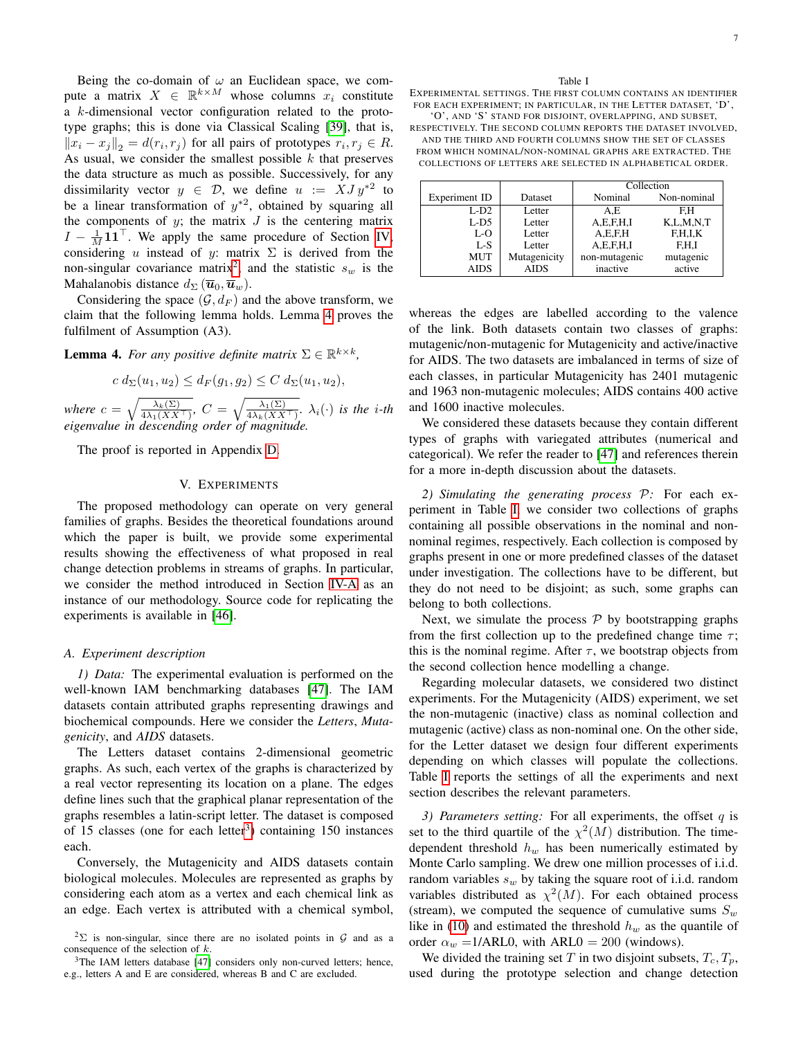Being the co-domain of $\omega$ an Euclidean space, we compute a matrix $X \in \mathbb{R}^{k\times M}$ whose columns $x_i$ constitute a $k$-dimensional vector configuration related to the prototype graphs; this is done via Classical Scaling [39], that is, $\|x_i - x_j\|_2 = d(r_i, r_j)$ for all pairs of prototypes $r_i, r_j \in R$. As usual, we consider the smallest possible $k$ that preserves the data structure as much as possible. Successively, for any dissimilarity vector $y \in \mathcal{D}$, we define $u := XJ\, y^{*2}$ to be a linear transformation of $y^{*2}$, obtained by squaring all the components of $y$; the matrix $J$ is the centering matrix $I - \frac{1}{M}\mathbf{1}\mathbf{1}^\top$. We apply the same procedure of Section IV, considering $u$ instead of $y$: matrix $\Sigma$ is derived from the non-singular covariance matrix[2] and the statistic $s_w$ is the Mahalanobis distance $d_\Sigma(\overline{\boldsymbol{u}}_0, \overline{\boldsymbol{u}}_w)$.

Considering the space $(\mathcal{G}, d_F)$ and the above transform, we claim that the following lemma holds. Lemma 4 proves the fulfilment of Assumption (A3).

**Lemma 4.** *For any positive definite matrix $\Sigma \in \mathbb{R}^{k\times k}$,*

$$c\, d_\Sigma(u_1, u_2) \le d_F(g_1, g_2) \le C\, d_\Sigma(u_1, u_2),$$

*where $c = \sqrt{\frac{\lambda_k(\Sigma)}{4\lambda_1(XX^\top)}}$, $C = \sqrt{\frac{\lambda_1(\Sigma)}{4\lambda_k(XX^\top)}}$. $\lambda_i(\cdot)$ is the $i$-th eigenvalue in descending order of magnitude.*

The proof is reported in Appendix D.

## V. Experiments

The proposed methodology can operate on very general families of graphs. Besides the theoretical foundations around which the paper is built, we provide some experimental results showing the effectiveness of what proposed in real change detection problems in streams of graphs. In particular, we consider the method introduced in Section IV-A as an instance of our methodology. Source code for replicating the experiments is available in [46].

### A. Experiment description

*1) Data:* The experimental evaluation is performed on the well-known IAM benchmarking databases [47]. The IAM datasets contain attributed graphs representing drawings and biochemical compounds. Here we consider the *Letters*, *Mutagenicity*, and *AIDS* datasets.

The Letters dataset contains 2-dimensional geometric graphs. As such, each vertex of the graphs is characterized by a real vector representing its location on a plane. The edges define lines such that the graphical planar representation of the graphs resembles a latin-script letter. The dataset is composed of 15 classes (one for each letter[3]) containing 150 instances each.

Conversely, the Mutagenicity and AIDS datasets contain biological molecules. Molecules are represented as graphs by considering each atom as a vertex and each chemical link as an edge. Each vertex is attributed with a chemical symbol, whereas the edges are labelled according to the valence of the link. Both datasets contain two classes of graphs: mutagenic/non-mutagenic for Mutagenicity and active/inactive for AIDS. The two datasets are imbalanced in terms of size of each classes, in particular Mutagenicity has 2401 mutagenic and 1963 non-mutagenic molecules; AIDS contains 400 active and 1600 inactive molecules.

We considered these datasets because they contain different types of graphs with variegated attributes (numerical and categorical). We refer the reader to [47] and references therein for a more in-depth discussion about the datasets.

Table I
Experimental settings. The first column contains an identifier for each experiment; in particular, in the Letter dataset, 'D', 'O', and 'S' stand for disjoint, overlapping, and subset, respectively. The second column reports the dataset involved, and the third and fourth columns show the set of classes from which nominal/non-nominal graphs are extracted. The collections of letters are selected in alphabetical order.

| Experiment ID | Dataset | Collection | |
|---|---|---|---|
| | | Nominal | Non-nominal |
| L-D2 | Letter | A,E | F,H |
| L-D5 | Letter | A,E,F,H,I | K,L,M,N,T |
| L-O | Letter | A,E,F,H | F,H,I,K |
| L-S | Letter | A,E,F,H,I | F,H,I |
| MUT | Mutagenicity | non-mutagenic | mutagenic |
| AIDS | AIDS | inactive | active |

*2) Simulating the generating process $\mathcal{P}$:* For each experiment in Table I, we consider two collections of graphs containing all possible observations in the nominal and non-nominal regimes, respectively. Each collection is composed by graphs present in one or more predefined classes of the dataset under investigation. The collections have to be different, but they do not need to be disjoint; as such, some graphs can belong to both collections.

Next, we simulate the process $\mathcal{P}$ by bootstrapping graphs from the first collection up to the predefined change time $\tau$; this is the nominal regime. After $\tau$, we bootstrap objects from the second collection hence modelling a change.

Regarding molecular datasets, we considered two distinct experiments. For the Mutagenicity (AIDS) experiment, we set the non-mutagenic (inactive) class as nominal collection and mutagenic (active) class as non-nominal one. On the other side, for the Letter dataset we design four different experiments depending on which classes will populate the collections. Table I reports the settings of all the experiments and next section describes the relevant parameters.

*3) Parameters setting:* For all experiments, the offset $q$ is set to the third quartile of the $\chi^2(M)$ distribution. The time-dependent threshold $h_w$ has been numerically estimated by Monte Carlo sampling. We drew one million processes of i.i.d. random variables $s_w$ by taking the square root of i.i.d. random variables distributed as $\chi^2(M)$. For each obtained process (stream), we computed the sequence of cumulative sums $S_w$ like in (10) and estimated the threshold $h_w$ as the quantile of order $\alpha_w$ =1/ARL0, with ARL0 = 200 (windows).

We divided the training set $T$ in two disjoint subsets, $T_c, T_p$, used during the prototype selection and change detection

[2] $\Sigma$ is non-singular, since there are no isolated points in $\mathcal{G}$ and as a consequence of the selection of $k$.

[3] The IAM letters database [47] considers only non-curved letters; hence, e.g., letters A and E are considered, whereas B and C are excluded.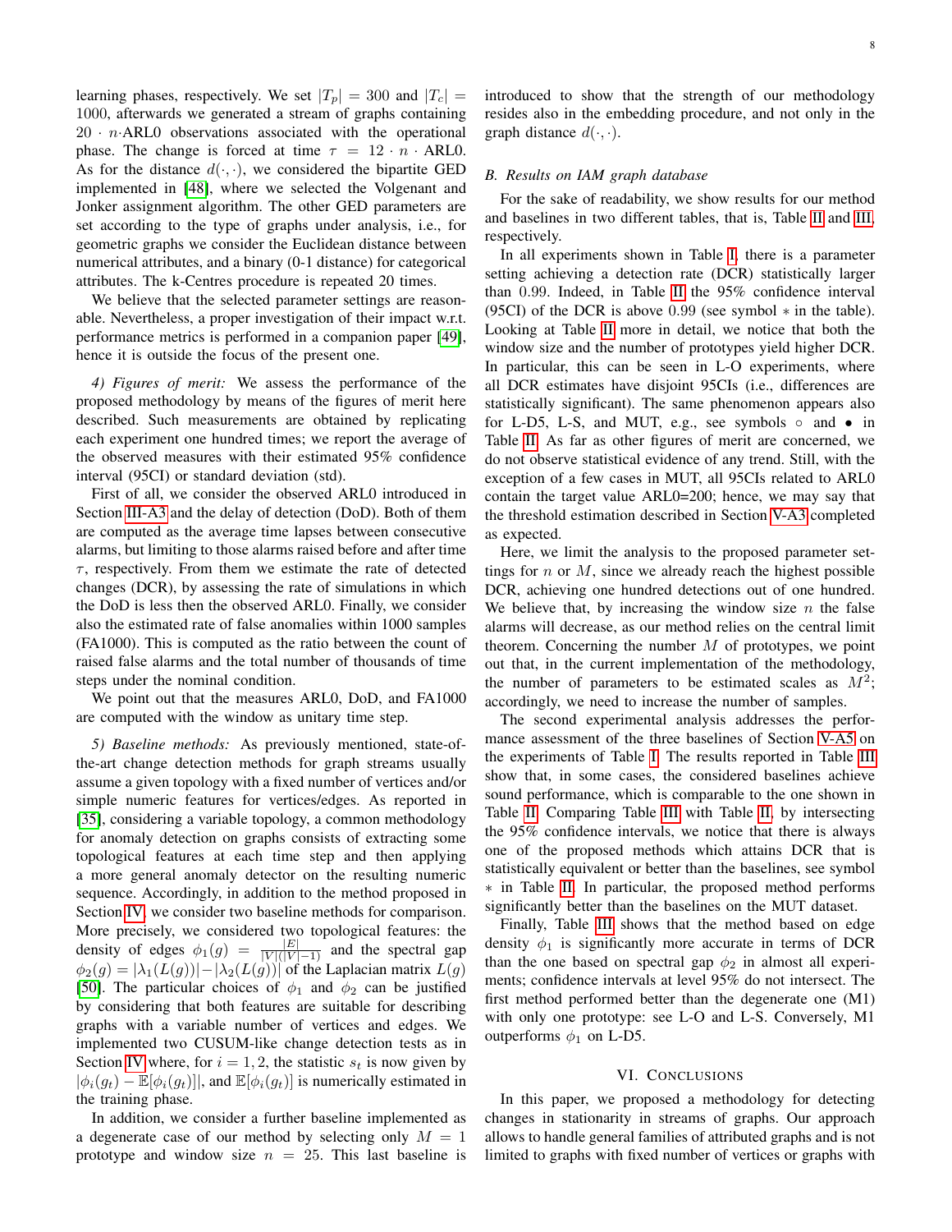learning phases, respectively. We set $|T_p| = 300$ and $|T_c| = 1000$, afterwards we generated a stream of graphs containing $20 \cdot n$·ARL0 observations associated with the operational phase. The change is forced at time $\tau = 12 \cdot n \cdot$ ARL0. As for the distance $d(\cdot,\cdot)$, we considered the bipartite GED implemented in [48], where we selected the Volgenant and Jonker assignment algorithm. The other GED parameters are set according to the type of graphs under analysis, i.e., for geometric graphs we consider the Euclidean distance between numerical attributes, and a binary (0-1 distance) for categorical attributes. The k-Centres procedure is repeated 20 times.

We believe that the selected parameter settings are reasonable. Nevertheless, a proper investigation of their impact w.r.t. performance metrics is performed in a companion paper [49], hence it is outside the focus of the present one.

*4) Figures of merit:* We assess the performance of the proposed methodology by means of the figures of merit here described. Such measurements are obtained by replicating each experiment one hundred times; we report the average of the observed measures with their estimated 95% confidence interval (95CI) or standard deviation (std).

First of all, we consider the observed ARL0 introduced in Section III-A3 and the delay of detection (DoD). Both of them are computed as the average time lapses between consecutive alarms, but limiting to those alarms raised before and after time $\tau$, respectively. From them we estimate the rate of detected changes (DCR), by assessing the rate of simulations in which the DoD is less then the observed ARL0. Finally, we consider also the estimated rate of false anomalies within 1000 samples (FA1000). This is computed as the ratio between the count of raised false alarms and the total number of thousands of time steps under the nominal condition.

We point out that the measures ARL0, DoD, and FA1000 are computed with the window as unitary time step.

*5) Baseline methods:* As previously mentioned, state-of-the-art change detection methods for graph streams usually assume a given topology with a fixed number of vertices and/or simple numeric features for vertices/edges. As reported in [35], considering a variable topology, a common methodology for anomaly detection on graphs consists of extracting some topological features at each time step and then applying a more general anomaly detector on the resulting numeric sequence. Accordingly, in addition to the method proposed in Section IV, we consider two baseline methods for comparison. More precisely, we considered two topological features: the density of edges $\phi_1(g) = \frac{|E|}{|V|(|V|-1)}$ and the spectral gap $\phi_2(g) = |\lambda_1(L(g))| - |\lambda_2(L(g))|$ of the Laplacian matrix $L(g)$ [50]. The particular choices of $\phi_1$ and $\phi_2$ can be justified by considering that both features are suitable for describing graphs with a variable number of vertices and edges. We implemented two CUSUM-like change detection tests as in Section IV where, for $i = 1, 2$, the statistic $s_t$ is now given by $|\phi_i(g_t) - \mathbb{E}[\phi_i(g_t)]|$, and $\mathbb{E}[\phi_i(g_t)]$ is numerically estimated in the training phase.

In addition, we consider a further baseline implemented as a degenerate case of our method by selecting only $M = 1$ prototype and window size $n = 25$. This last baseline is introduced to show that the strength of our methodology resides also in the embedding procedure, and not only in the graph distance $d(\cdot,\cdot)$.

### B. Results on IAM graph database

For the sake of readability, we show results for our method and baselines in two different tables, that is, Table II and III, respectively.

In all experiments shown in Table I, there is a parameter setting achieving a detection rate (DCR) statistically larger than 0.99. Indeed, in Table II the 95% confidence interval (95CI) of the DCR is above 0.99 (see symbol $*$ in the table). Looking at Table II more in detail, we notice that both the window size and the number of prototypes yield higher DCR. In particular, this can be seen in L-O experiments, where all DCR estimates have disjoint 95CIs (i.e., differences are statistically significant). The same phenomenon appears also for L-D5, L-S, and MUT, e.g., see symbols $\circ$ and $\bullet$ in Table II. As far as other figures of merit are concerned, we do not observe statistical evidence of any trend. Still, with the exception of a few cases in MUT, all 95CIs related to ARL0 contain the target value ARL0=200; hence, we may say that the threshold estimation described in Section V-A3 completed as expected.

Here, we limit the analysis to the proposed parameter settings for $n$ or $M$, since we already reach the highest possible DCR, achieving one hundred detections out of one hundred. We believe that, by increasing the window size $n$ the false alarms will decrease, as our method relies on the central limit theorem. Concerning the number $M$ of prototypes, we point out that, in the current implementation of the methodology, the number of parameters to be estimated scales as $M^2$; accordingly, we need to increase the number of samples.

The second experimental analysis addresses the performance assessment of the three baselines of Section V-A5 on the experiments of Table I. The results reported in Table III show that, in some cases, the considered baselines achieve sound performance, which is comparable to the one shown in Table II. Comparing Table III with Table II, by intersecting the 95% confidence intervals, we notice that there is always one of the proposed methods which attains DCR that is statistically equivalent or better than the baselines, see symbol $*$ in Table II. In particular, the proposed method performs significantly better than the baselines on the MUT dataset.

Finally, Table III shows that the method based on edge density $\phi_1$ is significantly more accurate in terms of DCR than the one based on spectral gap $\phi_2$ in almost all experiments; confidence intervals at level 95% do not intersect. The first method performed better than the degenerate one (M1) with only one prototype: see L-O and L-S. Conversely, M1 outperforms $\phi_1$ on L-D5.

## VI. Conclusions

In this paper, we proposed a methodology for detecting changes in stationarity in streams of graphs. Our approach allows to handle general families of attributed graphs and is not limited to graphs with fixed number of vertices or graphs with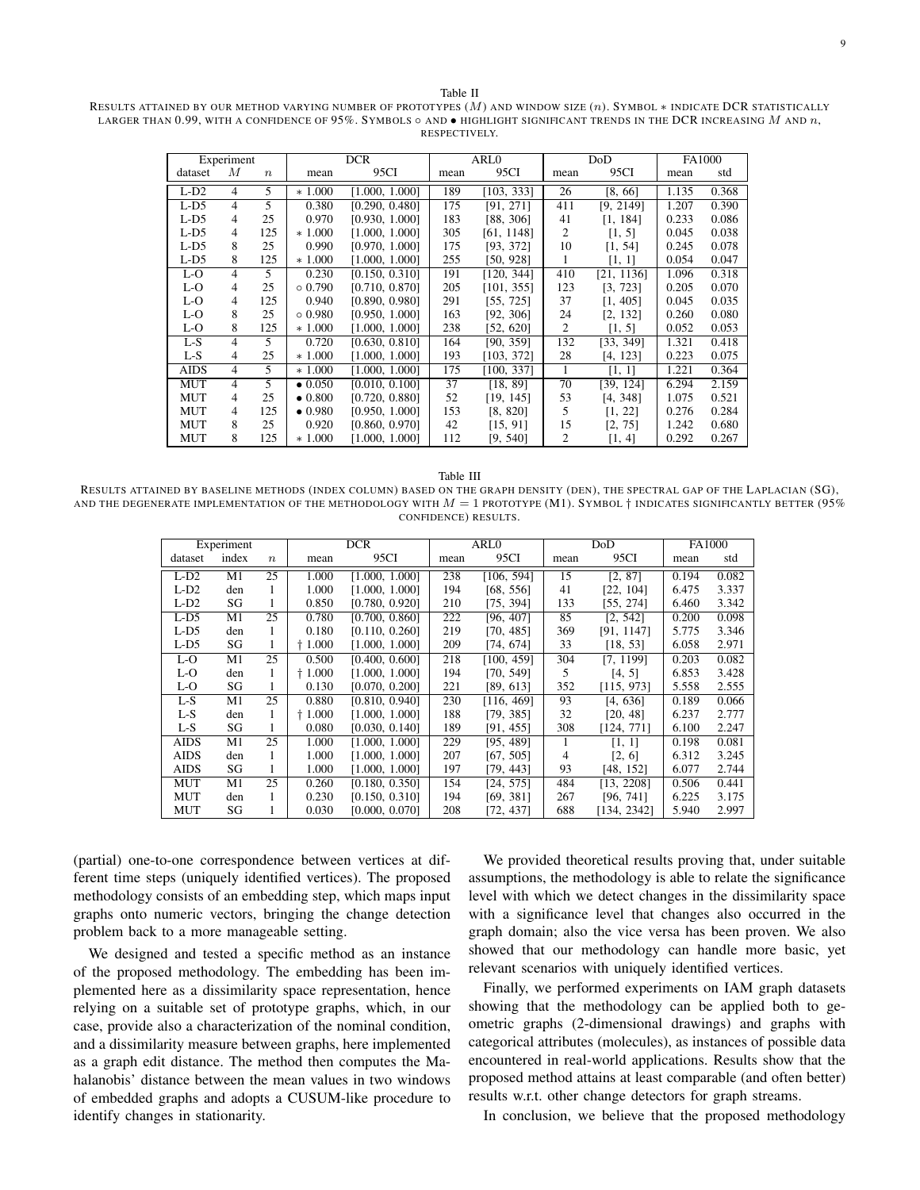Table II

RESULTS ATTAINED BY OUR METHOD VARYING NUMBER OF PROTOTYPES ($M$) AND WINDOW SIZE ($n$). SYMBOL $*$ INDICATE DCR STATISTICALLY LARGER THAN 0.99, WITH A CONFIDENCE OF 95%. SYMBOLS $\circ$ AND $\bullet$ HIGHLIGHT SIGNIFICANT TRENDS IN THE DCR INCREASING $M$ AND $n$, RESPECTIVELY.

| Experiment | | | DCR | | ARL0 | | DoD | | FA1000 | |
|---|---|---|---|---|---|---|---|---|---|---|
| dataset | $M$ | $n$ | mean | 95CI | mean | 95CI | mean | 95CI | mean | std |
| L-D2 | 4 | 5 | $*$ 1.000 | [1.000, 1.000] | 189 | [103, 333] | 26 | [8, 66] | 1.135 | 0.368 |
| L-D5 | 4 | 5 | 0.380 | [0.290, 0.480] | 175 | [91, 271] | 411 | [9, 2149] | 1.207 | 0.390 |
| L-D5 | 4 | 25 | 0.970 | [0.930, 1.000] | 183 | [88, 306] | 41 | [1, 184] | 0.233 | 0.086 |
| L-D5 | 4 | 125 | $*$ 1.000 | [1.000, 1.000] | 305 | [61, 1148] | 2 | [1, 5] | 0.045 | 0.038 |
| L-D5 | 8 | 25 | 0.990 | [0.970, 1.000] | 175 | [93, 372] | 10 | [1, 54] | 0.245 | 0.078 |
| L-D5 | 8 | 125 | $*$ 1.000 | [1.000, 1.000] | 255 | [50, 928] | 1 | [1, 1] | 0.054 | 0.047 |
| L-O | 4 | 5 | 0.230 | [0.150, 0.310] | 191 | [120, 344] | 410 | [21, 1136] | 1.096 | 0.318 |
| L-O | 4 | 25 | $\circ$ 0.790 | [0.710, 0.870] | 205 | [101, 355] | 123 | [3, 723] | 0.205 | 0.070 |
| L-O | 4 | 125 | 0.940 | [0.890, 0.980] | 291 | [55, 725] | 37 | [1, 405] | 0.045 | 0.035 |
| L-O | 8 | 25 | $\circ$ 0.980 | [0.950, 1.000] | 163 | [92, 306] | 24 | [2, 132] | 0.260 | 0.080 |
| L-O | 8 | 125 | $*$ 1.000 | [1.000, 1.000] | 238 | [52, 620] | 2 | [1, 5] | 0.052 | 0.053 |
| L-S | 4 | 5 | 0.720 | [0.630, 0.810] | 164 | [90, 359] | 132 | [33, 349] | 1.321 | 0.418 |
| L-S | 4 | 25 | $*$ 1.000 | [1.000, 1.000] | 193 | [103, 372] | 28 | [4, 123] | 0.223 | 0.075 |
| AIDS | 4 | 5 | $*$ 1.000 | [1.000, 1.000] | 175 | [100, 337] | 1 | [1, 1] | 1.221 | 0.364 |
| MUT | 4 | 5 | $\bullet$ 0.050 | [0.010, 0.100] | 37 | [18, 89] | 70 | [39, 124] | 6.294 | 2.159 |
| MUT | 4 | 25 | $\bullet$ 0.800 | [0.720, 0.880] | 52 | [19, 145] | 53 | [4, 348] | 1.075 | 0.521 |
| MUT | 4 | 125 | $\bullet$ 0.980 | [0.950, 1.000] | 153 | [8, 820] | 5 | [1, 22] | 0.276 | 0.284 |
| MUT | 8 | 25 | 0.920 | [0.860, 0.970] | 42 | [15, 91] | 15 | [2, 75] | 1.242 | 0.680 |
| MUT | 8 | 125 | $*$ 1.000 | [1.000, 1.000] | 112 | [9, 540] | 2 | [1, 4] | 0.292 | 0.267 |

Table III

RESULTS ATTAINED BY BASELINE METHODS (INDEX COLUMN) BASED ON THE GRAPH DENSITY (DEN), THE SPECTRAL GAP OF THE LAPLACIAN (SG), AND THE DEGENERATE IMPLEMENTATION OF THE METHODOLOGY WITH $M = 1$ PROTOTYPE (M1). SYMBOL † INDICATES SIGNIFICANTLY BETTER (95% CONFIDENCE) RESULTS.

| Experiment | | | DCR | | ARL0 | | DoD | | FA1000 | |
|---|---|---|---|---|---|---|---|---|---|---|
| dataset | index | $n$ | mean | 95CI | mean | 95CI | mean | 95CI | mean | std |
| L-D2 | M1 | 25 | 1.000 | [1.000, 1.000] | 238 | [106, 594] | 15 | [2, 87] | 0.194 | 0.082 |
| L-D2 | den | 1 | 1.000 | [1.000, 1.000] | 194 | [68, 556] | 41 | [22, 104] | 6.475 | 3.337 |
| L-D2 | SG | 1 | 0.850 | [0.780, 0.920] | 210 | [75, 394] | 133 | [55, 274] | 6.460 | 3.342 |
| L-D5 | M1 | 25 | 0.780 | [0.700, 0.860] | 222 | [96, 407] | 85 | [2, 542] | 0.200 | 0.098 |
| L-D5 | den | 1 | 0.180 | [0.110, 0.260] | 219 | [70, 485] | 369 | [91, 1147] | 5.775 | 3.346 |
| L-D5 | SG | 1 | † 1.000 | [1.000, 1.000] | 209 | [74, 674] | 33 | [18, 53] | 6.058 | 2.971 |
| L-O | M1 | 25 | 0.500 | [0.400, 0.600] | 218 | [100, 459] | 304 | [7, 1199] | 0.203 | 0.082 |
| L-O | den | 1 | † 1.000 | [1.000, 1.000] | 194 | [70, 549] | 5 | [4, 5] | 6.853 | 3.428 |
| L-O | SG | 1 | 0.130 | [0.070, 0.200] | 221 | [89, 613] | 352 | [115, 973] | 5.558 | 2.555 |
| L-S | M1 | 25 | 0.880 | [0.810, 0.940] | 230 | [116, 469] | 93 | [4, 636] | 0.189 | 0.066 |
| L-S | den | 1 | † 1.000 | [1.000, 1.000] | 188 | [79, 385] | 32 | [20, 48] | 6.237 | 2.777 |
| L-S | SG | 1 | 0.080 | [0.030, 0.140] | 189 | [91, 455] | 308 | [124, 771] | 6.100 | 2.247 |
| AIDS | M1 | 25 | 1.000 | [1.000, 1.000] | 229 | [95, 489] | 1 | [1, 1] | 0.198 | 0.081 |
| AIDS | den | 1 | 1.000 | [1.000, 1.000] | 207 | [67, 505] | 4 | [2, 6] | 6.312 | 3.245 |
| AIDS | SG | 1 | 1.000 | [1.000, 1.000] | 197 | [79, 443] | 93 | [48, 152] | 6.077 | 2.744 |
| MUT | M1 | 25 | 0.260 | [0.180, 0.350] | 154 | [24, 575] | 484 | [13, 2208] | 0.506 | 0.441 |
| MUT | den | 1 | 0.230 | [0.150, 0.310] | 194 | [69, 381] | 267 | [96, 741] | 6.225 | 3.175 |
| MUT | SG | 1 | 0.030 | [0.000, 0.070] | 208 | [72, 437] | 688 | [134, 2342] | 5.940 | 2.997 |

(partial) one-to-one correspondence between vertices at different time steps (uniquely identified vertices). The proposed methodology consists of an embedding step, which maps input graphs onto numeric vectors, bringing the change detection problem back to a more manageable setting.

We designed and tested a specific method as an instance of the proposed methodology. The embedding has been implemented here as a dissimilarity space representation, hence relying on a suitable set of prototype graphs, which, in our case, provide also a characterization of the nominal condition, and a dissimilarity measure between graphs, here implemented as a graph edit distance. The method then computes the Mahalanobis' distance between the mean values in two windows of embedded graphs and adopts a CUSUM-like procedure to identify changes in stationarity.

We provided theoretical results proving that, under suitable assumptions, the methodology is able to relate the significance level with which we detect changes in the dissimilarity space with a significance level that changes also occurred in the graph domain; also the vice versa has been proven. We also showed that our methodology can handle more basic, yet relevant scenarios with uniquely identified vertices.

Finally, we performed experiments on IAM graph datasets showing that the methodology can be applied both to geometric graphs (2-dimensional drawings) and graphs with categorical attributes (molecules), as instances of possible data encountered in real-world applications. Results show that the proposed method attains at least comparable (and often better) results w.r.t. other change detectors for graph streams.

In conclusion, we believe that the proposed methodology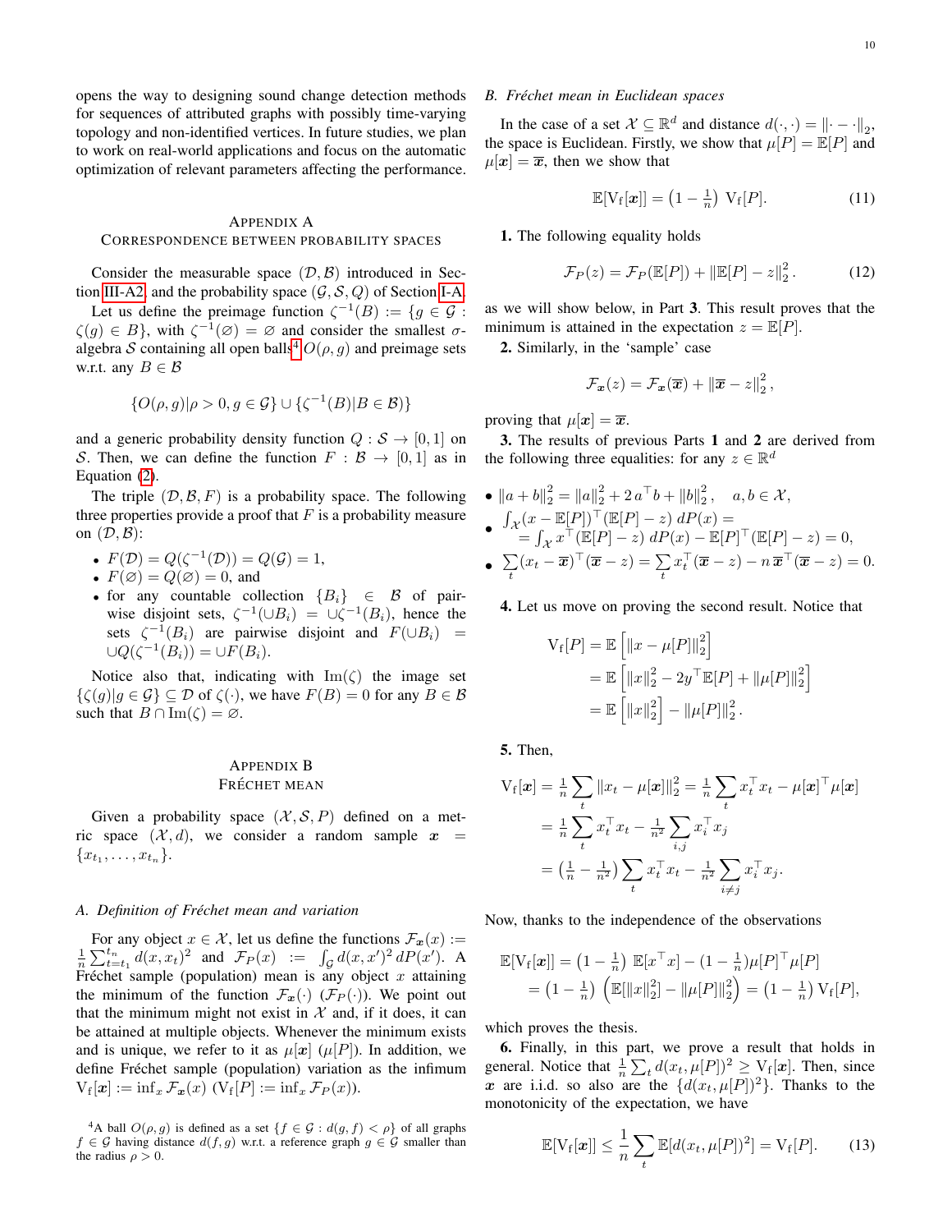opens the way to designing sound change detection methods for sequences of attributed graphs with possibly time-varying topology and non-identified vertices. In future studies, we plan to work on real-world applications and focus on the automatic optimization of relevant parameters affecting the performance.

## Appendix A
## Correspondence between probability spaces

Consider the measurable space $(\mathcal{D}, \mathcal{B})$ introduced in Section III-A2, and the probability space $(\mathcal{G}, \mathcal{S}, Q)$ of Section I-A.

Let us define the preimage function $\zeta^{-1}(B) := \{g \in \mathcal{G} : \zeta(g) \in B\}$, with $\zeta^{-1}(\varnothing) = \varnothing$ and consider the smallest $\sigma$-algebra $\mathcal{S}$ containing all open balls[4] $O(\rho, g)$ and preimage sets w.r.t. any $B \in \mathcal{B}$

$$\{O(\rho, g) | \rho > 0, g \in \mathcal{G}\} \cup \{\zeta^{-1}(B) | B \in \mathcal{B})\}$$

and a generic probability density function $Q : \mathcal{S} \to [0,1]$ on $\mathcal{S}$. Then, we can define the function $F : \mathcal{B} \to [0,1]$ as in Equation (2).

The triple $(\mathcal{D}, \mathcal{B}, F)$ is a probability space. The following three properties provide a proof that $F$ is a probability measure on $(\mathcal{D}, \mathcal{B})$:

- $F(\mathcal{D}) = Q(\zeta^{-1}(\mathcal{D})) = Q(\mathcal{G}) = 1$,
- $F(\varnothing) = Q(\varnothing) = 0$, and
- for any countable collection $\{B_i\} \in \mathcal{B}$ of pairwise disjoint sets, $\zeta^{-1}(\cup B_i) = \cup \zeta^{-1}(B_i)$, hence the sets $\zeta^{-1}(B_i)$ are pairwise disjoint and $F(\cup B_i) = \cup Q(\zeta^{-1}(B_i)) = \cup F(B_i)$.

Notice also that, indicating with $\mathrm{Im}(\zeta)$ the image set $\{\zeta(g) | g \in \mathcal{G}\} \subseteq \mathcal{D}$ of $\zeta(\cdot)$, we have $F(B) = 0$ for any $B \in \mathcal{B}$ such that $B \cap \mathrm{Im}(\zeta) = \varnothing$.

## Appendix B
## Fréchet mean

Given a probability space $(\mathcal{X}, \mathcal{S}, P)$ defined on a metric space $(\mathcal{X}, d)$, we consider a random sample $\boldsymbol{x} = \{x_{t_1}, \dots, x_{t_n}\}$.

### A. Definition of Fréchet mean and variation

For any object $x \in \mathcal{X}$, let us define the functions $\mathcal{F}_{\boldsymbol{x}}(x) := \frac{1}{n}\sum_{t=t_1}^{t_n} d(x, x_t)^2$ and $\mathcal{F}_P(x) := \int_{\mathcal{G}} d(x, x')^2 \, dP(x')$. A Fréchet sample (population) mean is any object $x$ attaining the minimum of the function $\mathcal{F}_{\boldsymbol{x}}(\cdot)$ ($\mathcal{F}_P(\cdot)$). We point out that the minimum might not exist in $\mathcal{X}$ and, if it does, it can be attained at multiple objects. Whenever the minimum exists and is unique, we refer to it as $\mu[\boldsymbol{x}]$ ($\mu[P]$). In addition, we define Fréchet sample (population) variation as the infimum $\mathrm{V_f}[\boldsymbol{x}] := \inf_x \mathcal{F}_{\boldsymbol{x}}(x)$ ($\mathrm{V_f}[P] := \inf_x \mathcal{F}_P(x)$).

[4] A ball $O(\rho, g)$ is defined as a set $\{f \in \mathcal{G} : d(g, f) < \rho\}$ of all graphs $f \in \mathcal{G}$ having distance $d(f, g)$ w.r.t. a reference graph $g \in \mathcal{G}$ smaller than the radius $\rho > 0$.

### B. Fréchet mean in Euclidean spaces

In the case of a set $\mathcal{X} \subseteq \mathbb{R}^d$ and distance $d(\cdot, \cdot) = \|\cdot - \cdot\|_2$, the space is Euclidean. Firstly, we show that $\mu[P] = \mathbb{E}[P]$ and $\mu[\boldsymbol{x}] = \overline{\boldsymbol{x}}$, then we show that

$$\mathbb{E}[\mathrm{V_f}[\boldsymbol{x}]] = \left(1 - \tfrac{1}{n}\right) \mathrm{V_f}[P]. \tag{11}$$

**1.** The following equality holds

$$\mathcal{F}_P(z) = \mathcal{F}_P(\mathbb{E}[P]) + \|\mathbb{E}[P] - z\|_2^2. \tag{12}$$

as we will show below, in Part **3**. This result proves that the minimum is attained in the expectation $z = \mathbb{E}[P]$.

**2.** Similarly, in the 'sample' case

$$\mathcal{F}_{\boldsymbol{x}}(z) = \mathcal{F}_{\boldsymbol{x}}(\overline{\boldsymbol{x}}) + \|\overline{\boldsymbol{x}} - z\|_2^2,$$

proving that $\mu[\boldsymbol{x}] = \overline{\boldsymbol{x}}$.

**3.** The results of previous Parts **1** and **2** are derived from the following three equalities: for any $z \in \mathbb{R}^d$

- $\|a + b\|_2^2 = \|a\|_2^2 + 2\, a^\top b + \|b\|_2^2, \quad a, b \in \mathcal{X}$,
- $\int_{\mathcal{X}} (x - \mathbb{E}[P])^\top (\mathbb{E}[P] - z) \, dP(x) = \int_{\mathcal{X}} x^\top (\mathbb{E}[P] - z) \, dP(x) - \mathbb{E}[P]^\top (\mathbb{E}[P] - z) = 0$,
- $\sum_t (x_t - \overline{\boldsymbol{x}})^\top (\overline{\boldsymbol{x}} - z) = \sum_t x_t^\top (\overline{\boldsymbol{x}} - z) - n\, \overline{\boldsymbol{x}}^\top (\overline{\boldsymbol{x}} - z) = 0.$

**4.** Let us move on proving the second result. Notice that

$$\begin{aligned}
\mathrm{V_f}[P] &= \mathbb{E}\left[\|x - \mu[P]\|_2^2\right] \\
&= \mathbb{E}\left[\|x\|_2^2 - 2y^\top \mathbb{E}[P] + \|\mu[P]\|_2^2\right] \\
&= \mathbb{E}\left[\|x\|_2^2\right] - \|\mu[P]\|_2^2.
\end{aligned}$$

**5.** Then,

$$\begin{aligned}
\mathrm{V_f}[\boldsymbol{x}] &= \tfrac{1}{n}\sum_t \|x_t - \mu[\boldsymbol{x}]\|_2^2 = \tfrac{1}{n}\sum_t x_t^\top x_t - \mu[\boldsymbol{x}]^\top \mu[\boldsymbol{x}] \\
&= \tfrac{1}{n}\sum_t x_t^\top x_t - \tfrac{1}{n^2}\sum_{i,j} x_i^\top x_j \\
&= \left(\tfrac{1}{n} - \tfrac{1}{n^2}\right)\sum_t x_t^\top x_t - \tfrac{1}{n^2}\sum_{i \neq j} x_i^\top x_j.
\end{aligned}$$

Now, thanks to the independence of the observations

$$\begin{aligned}
\mathbb{E}[\mathrm{V_f}[\boldsymbol{x}]] &= \left(1 - \tfrac{1}{n}\right) \mathbb{E}[x^\top x] - (1 - \tfrac{1}{n})\mu[P]^\top \mu[P] \\
&= \left(1 - \tfrac{1}{n}\right)\left(\mathbb{E}[\|x\|_2^2] - \|\mu[P]\|_2^2\right) = \left(1 - \tfrac{1}{n}\right) \mathrm{V_f}[P],
\end{aligned}$$

which proves the thesis.

**6.** Finally, in this part, we prove a result that holds in general. Notice that $\frac{1}{n}\sum_t d(x_t, \mu[P])^2 \geq \mathrm{V_f}[\boldsymbol{x}]$. Then, since $\boldsymbol{x}$ are i.i.d. so also are the $\{d(x_t, \mu[P])^2\}$. Thanks to the monotonicity of the expectation, we have

$$\mathbb{E}[\mathrm{V_f}[\boldsymbol{x}]] \leq \frac{1}{n}\sum_t \mathbb{E}[d(x_t, \mu[P])^2] = \mathrm{V_f}[P]. \tag{13}$$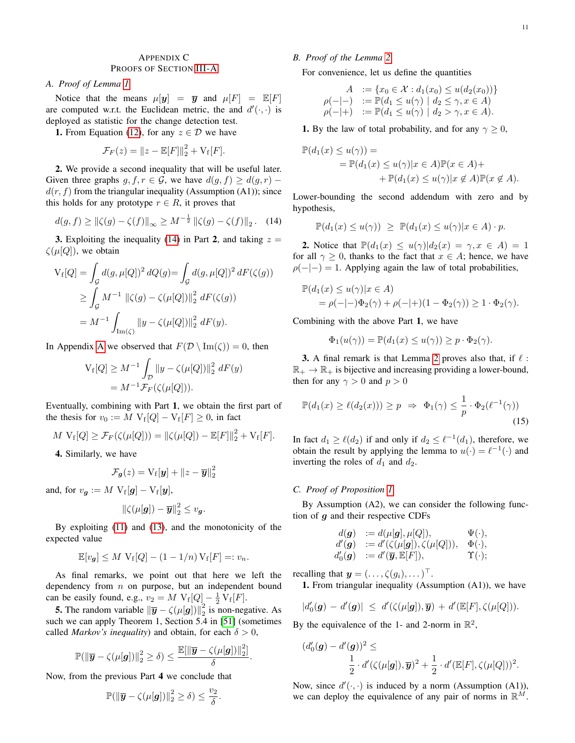# Appendix C
## Proofs of Section III-A

### A. Proof of Lemma 1

Notice that the means $\mu[\boldsymbol{y}] = \overline{\boldsymbol{y}}$ and $\mu[F] = \mathbb{E}[F]$ are computed w.r.t. the Euclidean metric, the and $d'(\cdot,\cdot)$ is deployed as statistic for the change detection test.

**1.** From Equation (12), for any $z \in \mathcal{D}$ we have

$$\mathcal{F}_F(z) = \|z - \mathbb{E}[F]\|_2^2 + \mathrm{V_f}[F].$$

**2.** We provide a second inequality that will be useful later. Given three graphs $g, f, r \in \mathcal{G}$, we have $d(g,f) \geq d(g,r) - d(r,f)$ from the triangular inequality (Assumption (A1)); since this holds for any prototype $r \in R$, it proves that

$$d(g,f) \geq \|\zeta(g) - \zeta(f)\|_\infty \geq M^{-\frac{1}{2}} \|\zeta(g) - \zeta(f)\|_2 . \quad (14)$$

**3.** Exploiting the inequality (14) in Part **2**, and taking $z = \zeta(\mu[Q])$, we obtain

$$\begin{aligned}
\mathrm{V_f}[Q] &= \int_{\mathcal{G}} d(g,\mu[Q])^2 \, dQ(g) = \int_{\mathcal{G}} d(g,\mu[Q])^2 \, dF(\zeta(g)) \\
&\geq \int_{\mathcal{G}} M^{-1} \|\zeta(g) - \zeta(\mu[Q])\|_2^2 \, dF(\zeta(g)) \\
&= M^{-1} \int_{\mathrm{Im}(\zeta)} \|y - \zeta(\mu[Q])\|_2^2 \, dF(y).
\end{aligned}$$

In Appendix A we observed that $F(\mathcal{D} \setminus \mathrm{Im}(\zeta)) = 0$, then

$$\begin{aligned}
\mathrm{V_f}[Q] &\geq M^{-1} \int_{\mathcal{D}} \|y - \zeta(\mu[Q])\|_2^2 \, dF(y) \\
&= M^{-1} \mathcal{F}_F(\zeta(\mu[Q])).
\end{aligned}$$

Eventually, combining with Part **1**, we obtain the first part of the thesis for $v_0 := M \, \mathrm{V_f}[Q] - \mathrm{V_f}[F] \geq 0$, in fact

$$M \, \mathrm{V_f}[Q] \geq \mathcal{F}_F(\zeta(\mu[Q])) = \|\zeta(\mu[Q]) - \mathbb{E}[F]\|_2^2 + \mathrm{V_f}[F].$$

**4.** Similarly, we have

$$\mathcal{F}_{\boldsymbol{g}}(z) = \mathrm{V_f}[\boldsymbol{y}] + \|z - \overline{\boldsymbol{y}}\|_2^2$$

and, for $v_{\boldsymbol{g}} := M \, \mathrm{V_f}[\boldsymbol{g}] - \mathrm{V_f}[\boldsymbol{y}]$,

$$\|\zeta(\mu[\boldsymbol{g}]) - \overline{\boldsymbol{y}}\|_2^2 \leq v_{\boldsymbol{g}}.$$

By exploiting (11) and (13), and the monotonicity of the expected value

$$\mathbb{E}[v_{\boldsymbol{g}}] \leq M \, \mathrm{V_f}[Q] - (1 - 1/n) \, \mathrm{V_f}[F] =: v_n.$$

As final remarks, we point out that here we left the dependency from $n$ on purpose, but an independent bound can be easily found, e.g., $v_2 = M \, \mathrm{V_f}[Q] - \frac{1}{2} \mathrm{V_f}[F]$.

**5.** The random variable $\|\overline{\boldsymbol{y}} - \zeta(\mu[\boldsymbol{g}])\|_2^2$ is non-negative. As such we can apply Theorem 1, Section 5.4 in [51] (sometimes called *Markov's inequality*) and obtain, for each $\delta > 0$,

$$\mathbb{P}(\|\overline{\boldsymbol{y}} - \zeta(\mu[\boldsymbol{g}])\|_2^2 \geq \delta) \leq \frac{\mathbb{E}[\|\overline{\boldsymbol{y}} - \zeta(\mu[\boldsymbol{g}])\|_2^2]}{\delta}.$$

Now, from the previous Part **4** we conclude that

$$\mathbb{P}(\|\overline{\boldsymbol{y}} - \zeta(\mu[\boldsymbol{g}])\|_2^2 \geq \delta) \leq \frac{v_2}{\delta}.$$

### B. Proof of the Lemma 2

For convenience, let us define the quantities

$$\begin{aligned}
A &:= \{x_0 \in \mathcal{X} : d_1(x_0) \leq u(d_2(x_0))\} \\
\rho(-|-) &:= \mathbb{P}(d_1 \leq u(\gamma) \mid d_2 \leq \gamma, x \in A) \\
\rho(-|+) &:= \mathbb{P}(d_1 \leq u(\gamma) \mid d_2 > \gamma, x \in A).
\end{aligned}$$

**1.** By the law of total probability, and for any $\gamma \geq 0$,

$$\begin{aligned}
&\mathbb{P}(d_1(x) \leq u(\gamma)) = \\
&\quad = \mathbb{P}(d_1(x) \leq u(\gamma) | x \in A)\mathbb{P}(x \in A) + \\
&\qquad + \mathbb{P}(d_1(x) \leq u(\gamma) | x \notin A)\mathbb{P}(x \notin A).
\end{aligned}$$

Lower-bounding the second addendum with zero and by hypothesis,

$$\mathbb{P}(d_1(x) \leq u(\gamma)) \;\geq\; \mathbb{P}(d_1(x) \leq u(\gamma) | x \in A) \cdot p.$$

**2.** Notice that $\mathbb{P}(d_1(x) \leq u(\gamma) | d_2(x) = \gamma, x \in A) = 1$ for all $\gamma \geq 0$, thanks to the fact that $x \in A$; hence, we have $\rho(-|-) = 1$. Applying again the law of total probabilities,

$$\begin{aligned}
&\mathbb{P}(d_1(x) \leq u(\gamma) | x \in A) \\
&\quad = \rho(-|-)\Phi_2(\gamma) + \rho(-|+)(1 - \Phi_2(\gamma)) \geq 1 \cdot \Phi_2(\gamma).
\end{aligned}$$

Combining with the above Part **1**, we have

$$\Phi_1(u(\gamma)) = \mathbb{P}(d_1(x) \leq u(\gamma)) \geq p \cdot \Phi_2(\gamma).$$

**3.** A final remark is that Lemma 2 proves also that, if $\ell : \mathbb{R}_+ \to \mathbb{R}_+$ is bijective and increasing providing a lower-bound, then for any $\gamma > 0$ and $p > 0$

$$\mathbb{P}(d_1(x) \geq \ell(d_2(x))) \geq p \;\Rightarrow\; \Phi_1(\gamma) \leq \frac{1}{p} \cdot \Phi_2(\ell^{-1}(\gamma)) \quad (15)$$

In fact $d_1 \geq \ell(d_2)$ if and only if $d_2 \leq \ell^{-1}(d_1)$, therefore, we obtain the result by applying the lemma to $u(\cdot) = \ell^{-1}(\cdot)$ and inverting the roles of $d_1$ and $d_2$.

### C. Proof of Proposition 1

By Assumption (A2), we can consider the following function of $\boldsymbol{g}$ and their respective CDFs

$$\begin{aligned}
d(\boldsymbol{g}) &:= d(\mu[\boldsymbol{g}], \mu[Q]), && \Psi(\cdot), \\
d'(\boldsymbol{g}) &:= d'(\zeta(\mu[\boldsymbol{g}]), \zeta(\mu[Q])), && \Phi(\cdot), \\
d'_0(\boldsymbol{g}) &:= d'(\overline{\boldsymbol{y}}, \mathbb{E}[F]), && \Upsilon(\cdot);
\end{aligned}$$

recalling that $\boldsymbol{y} = (\ldots, \zeta(g_i), \ldots)^\top$.

**1.** From triangular inequality (Assumption (A1)), we have

$$|d'_0(\boldsymbol{g}) - d'(\boldsymbol{g})| \;\leq\; d'(\zeta(\mu[\boldsymbol{g}]), \overline{\boldsymbol{y}}) + d'(\mathbb{E}[F], \zeta(\mu[Q])).$$

By the equivalence of the 1- and 2-norm in $\mathbb{R}^2$,

$$\begin{aligned}
&(d'_0(\boldsymbol{g}) - d'(\boldsymbol{g}))^2 \leq \\
&\qquad \frac{1}{2} \cdot d'(\zeta(\mu[\boldsymbol{g}]), \overline{\boldsymbol{y}})^2 + \frac{1}{2} \cdot d'(\mathbb{E}[F], \zeta(\mu[Q]))^2.
\end{aligned}$$

Now, since $d'(\cdot,\cdot)$ is induced by a norm (Assumption (A1)), we can deploy the equivalence of any pair of norms in $\mathbb{R}^M$.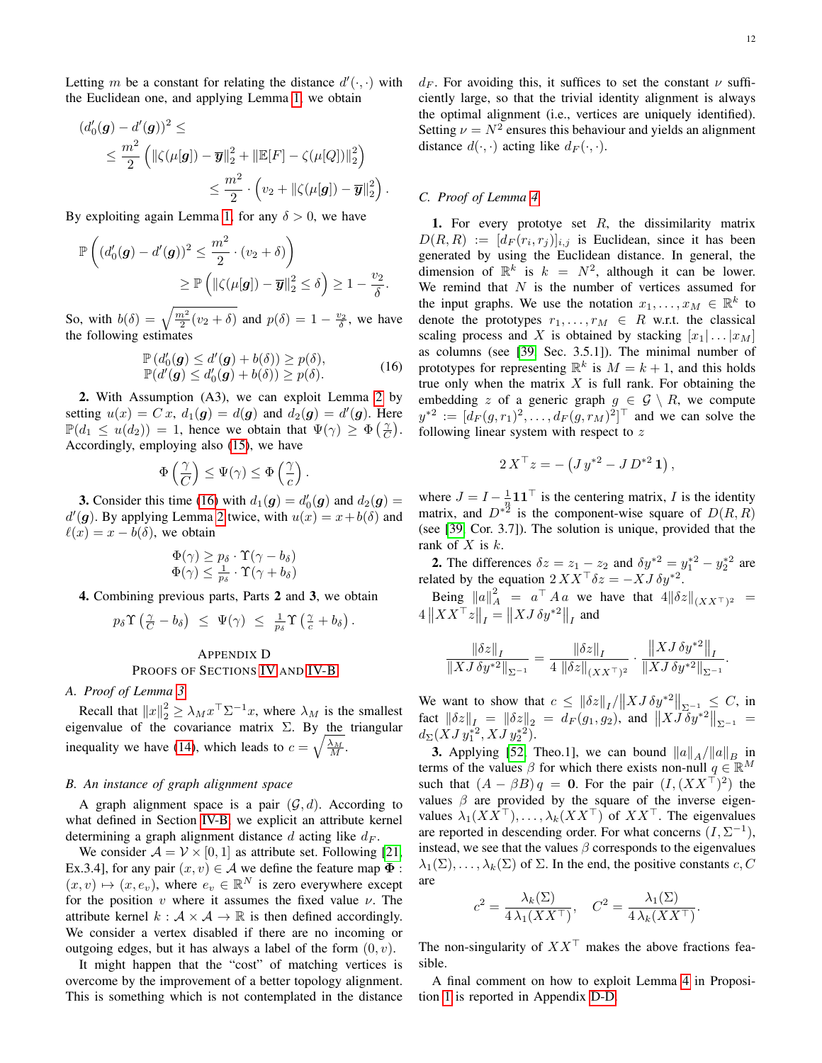Letting $m$ be a constant for relating the distance $d'(\cdot,\cdot)$ with the Euclidean one, and applying Lemma 1, we obtain

$$(d_0'(\boldsymbol{g}) - d'(\boldsymbol{g}))^2 \leq$$
$$\leq \frac{m^2}{2}\left(\|\zeta(\mu[\boldsymbol{g}]) - \overline{\boldsymbol{y}}\|_2^2 + \|\mathbb{E}[F] - \zeta(\mu[Q])\|_2^2\right)$$
$$\leq \frac{m^2}{2}\cdot\left(v_2 + \|\zeta(\mu[\boldsymbol{g}]) - \overline{\boldsymbol{y}}\|_2^2\right).$$

By exploiting again Lemma 1, for any $\delta > 0$, we have

$$\mathbb{P}\left((d_0'(\boldsymbol{g}) - d'(\boldsymbol{g}))^2 \leq \frac{m^2}{2}\cdot(v_2 + \delta)\right)$$
$$\geq \mathbb{P}\left(\|\zeta(\mu[\boldsymbol{g}]) - \overline{\boldsymbol{y}}\|_2^2 \leq \delta\right) \geq 1 - \frac{v_2}{\delta}.$$

So, with $b(\delta) = \sqrt{\frac{m^2}{2}(v_2+\delta)}$ and $p(\delta) = 1 - \frac{v_2}{\delta}$, we have the following estimates

$$\begin{aligned} \mathbb{P}\left(d_0'(\boldsymbol{g}) \leq d'(\boldsymbol{g}) + b(\delta)\right) \geq p(\delta), \\ \mathbb{P}(d'(\boldsymbol{g}) \leq d_0'(\boldsymbol{g}) + b(\delta)) \geq p(\delta). \end{aligned} \tag{16}$$

**2.** With Assumption (A3), we can exploit Lemma 2 by setting $u(x) = C\,x$, $d_1(\boldsymbol{g}) = d(\boldsymbol{g})$ and $d_2(\boldsymbol{g}) = d'(\boldsymbol{g})$. Here $\mathbb{P}(d_1 \leq u(d_2)) = 1$, hence we obtain that $\Psi(\gamma) \geq \Phi\left(\frac{\gamma}{C}\right)$. Accordingly, employing also (15), we have

$$\Phi\left(\frac{\gamma}{C}\right) \leq \Psi(\gamma) \leq \Phi\left(\frac{\gamma}{c}\right).$$

**3.** Consider this time (16) with $d_1(\boldsymbol{g}) = d_0'(\boldsymbol{g})$ and $d_2(\boldsymbol{g}) = d'(\boldsymbol{g})$. By applying Lemma 2 twice, with $u(x) = x + b(\delta)$ and $\ell(x) = x - b(\delta)$, we obtain

$$\begin{aligned} \Phi(\gamma) &\geq p_\delta \cdot \Upsilon(\gamma - b_\delta) \\ \Phi(\gamma) &\leq \tfrac{1}{p_\delta}\cdot \Upsilon(\gamma + b_\delta) \end{aligned}$$

**4.** Combining previous parts, Parts **2** and **3**, we obtain

$$p_\delta \Upsilon\left(\tfrac{\gamma}{C} - b_\delta\right) \;\leq\; \Psi(\gamma) \;\leq\; \tfrac{1}{p_\delta}\Upsilon\left(\tfrac{\gamma}{c} + b_\delta\right).$$

## Appendix D
## Proofs of Sections IV and IV-B

### A. Proof of Lemma 3

Recall that $\|x\|_2^2 \geq \lambda_M x^\top \Sigma^{-1} x$, where $\lambda_M$ is the smallest eigenvalue of the covariance matrix $\Sigma$. By the triangular inequality we have (14), which leads to $c = \sqrt{\frac{\lambda_M}{M}}$.

### B. An instance of graph alignment space

A graph alignment space is a pair $(\mathcal{G}, d)$. According to what defined in Section IV-B, we explicit an attribute kernel determining a graph alignment distance $d$ acting like $d_F$.

We consider $\mathcal{A} = \mathcal{V}\times[0,1]$ as attribute set. Following [21, Ex.3.4], for any pair $(x,v)\in\mathcal{A}$ we define the feature map $\boldsymbol{\Phi} : (x,v)\mapsto(x,e_v)$, where $e_v\in\mathbb{R}^N$ is zero everywhere except for the position $v$ where it assumes the fixed value $\nu$. The attribute kernel $k:\mathcal{A}\times\mathcal{A}\to\mathbb{R}$ is then defined accordingly. We consider a vertex disabled if there are no incoming or outgoing edges, but it has always a label of the form $(0,v)$.

It might happen that the "cost" of matching vertices is overcome by the improvement of a better topology alignment. This is something which is not contemplated in the distance $d_F$. For avoiding this, it suffices to set the constant $\nu$ sufficiently large, so that the trivial identity alignment is always the optimal alignment (i.e., vertices are uniquely identified). Setting $\nu = N^2$ ensures this behaviour and yields an alignment distance $d(\cdot,\cdot)$ acting like $d_F(\cdot,\cdot)$.

### C. Proof of Lemma 4

**1.** For every prototype set $R$, the dissimilarity matrix $D(R,R) := [d_F(r_i,r_j)]_{i,j}$ is Euclidean, since it has been generated by using the Euclidean distance. In general, the dimension of $\mathbb{R}^k$ is $k = N^2$, although it can be lower. We remind that $N$ is the number of vertices assumed for the input graphs. We use the notation $x_1,\dots,x_M\in\mathbb{R}^k$ to denote the prototypes $r_1,\dots,r_M\in R$ w.r.t. the classical scaling process and $X$ is obtained by stacking $[x_1|\dots|x_M]$ as columns (see [39, Sec. 3.5.1]). The minimal number of prototypes for representing $\mathbb{R}^k$ is $M = k+1$, and this holds true only when the matrix $X$ is full rank. For obtaining the embedding $z$ of a generic graph $g\in\mathcal{G}\setminus R$, we compute $y^{*2} := [d_F(g,r_1)^2,\dots,d_F(g,r_M)^2]^\top$ and we can solve the following linear system with respect to $z$

$$2\,X^\top z = -\left(J\,y^{*2} - J\,D^{*2}\,\mathbf{1}\right),$$

where $J = I - \frac{1}{n}\mathbf{1}\mathbf{1}^\top$ is the centering matrix, $I$ is the identity matrix, and $D^{*2}$ is the component-wise square of $D(R,R)$ (see [39, Cor. 3.7]). The solution is unique, provided that the rank of $X$ is $k$.

**2.** The differences $\delta z = z_1 - z_2$ and $\delta y^{*2} = y_1^{*2} - y_2^{*2}$ are related by the equation $2\,XX^\top\delta z = -X\,J\,\delta y^{*2}$.

Being $\|a\|_A^2 = a^\top A\,a$ we have that $4\|\delta z\|_{(XX^\top)^2} = 4\left\|XX^\top z\right\|_I = \left\|X\,J\,\delta y^{*2}\right\|_I$ and

$$\frac{\|\delta z\|_I}{\|X\,J\,\delta y^{*2}\|_{\Sigma^{-1}}} = \frac{\|\delta z\|_I}{4\,\|\delta z\|_{(XX^\top)^2}}\cdot\frac{\left\|X\,J\,\delta y^{*2}\right\|_I}{\|X\,J\,\delta y^{*2}\|_{\Sigma^{-1}}}.$$

We want to show that $c \leq \|\delta z\|_I/\left\|X\,J\,\delta y^{*2}\right\|_{\Sigma^{-1}} \leq C$, in fact $\|\delta z\|_I = \|\delta z\|_2 = d_F(g_1,g_2)$, and $\left\|X\,J\,\delta y^{*2}\right\|_{\Sigma^{-1}} = d_\Sigma(X\,J\,y_1^{*2}, X\,J\,y_2^{*2})$.

**3.** Applying [52, Theo.1], we can bound $\|a\|_A/\|a\|_B$ in terms of the values $\beta$ for which there exists non-null $q\in\mathbb{R}^M$ such that $(A - \beta B)\,q = \mathbf{0}$. For the pair $(I,(XX^\top)^2)$ the values $\beta$ are provided by the square of the inverse eigenvalues $\lambda_1(XX^\top),\dots,\lambda_k(XX^\top)$ of $XX^\top$. The eigenvalues are reported in descending order. For what concerns $(I,\Sigma^{-1})$, instead, we see that the values $\beta$ corresponds to the eigenvalues $\lambda_1(\Sigma),\dots,\lambda_k(\Sigma)$ of $\Sigma$. In the end, the positive constants $c, C$ are

$$c^2 = \frac{\lambda_k(\Sigma)}{4\,\lambda_1(XX^\top)},\qquad C^2 = \frac{\lambda_1(\Sigma)}{4\,\lambda_k(XX^\top)}.$$

The non-singularity of $XX^\top$ makes the above fractions feasible.

A final comment on how to exploit Lemma 4 in Proposition 1 is reported in Appendix D-D.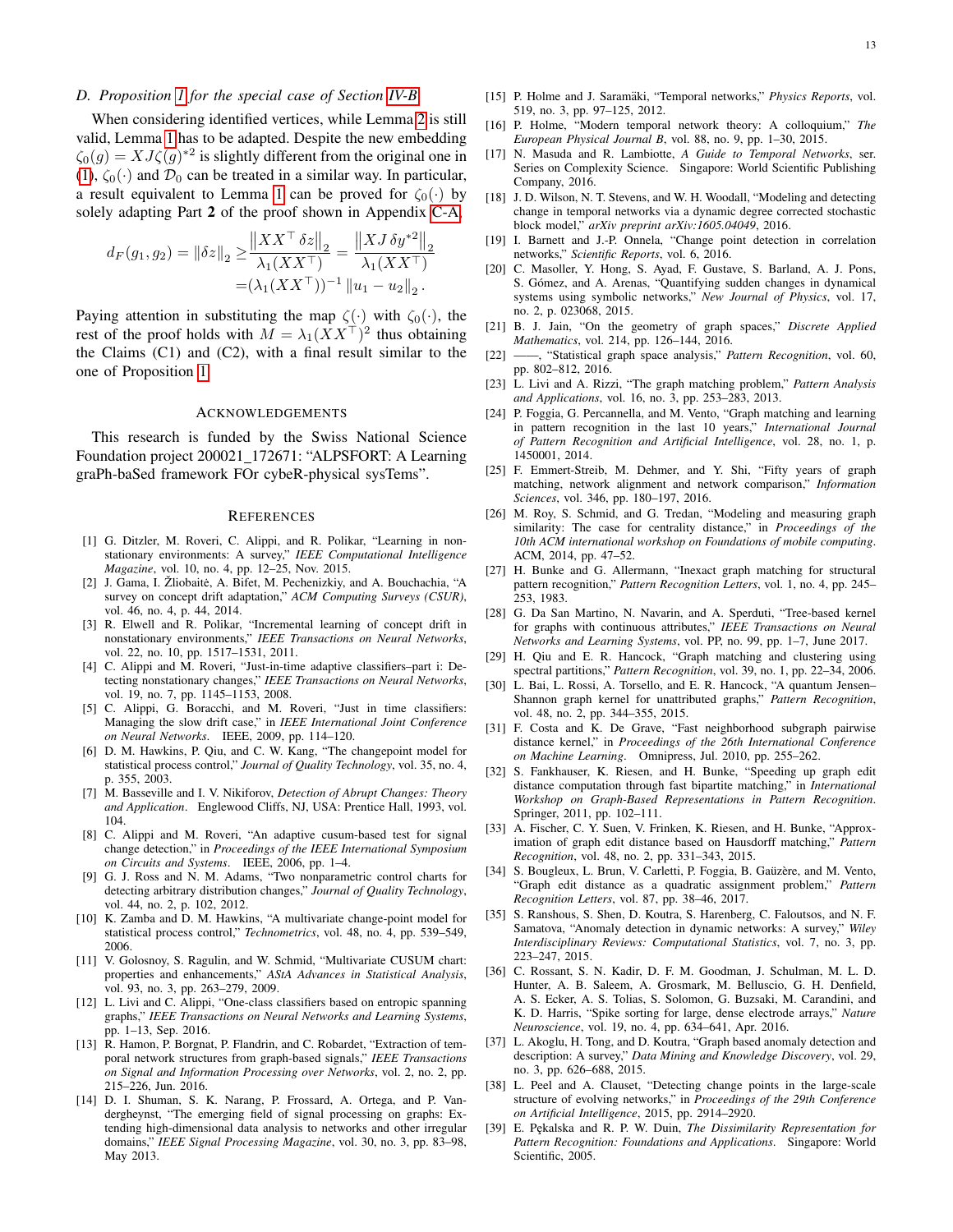### D. Proposition 1 for the special case of Section IV-B

When considering identified vertices, while Lemma 2 is still valid, Lemma 1 has to be adapted. Despite the new embedding $\zeta_0(g) = XJ\zeta(g)^{*2}$ is slightly different from the original one in (1), $\zeta_0(\cdot)$ and $\mathcal{D}_0$ can be treated in a similar way. In particular, a result equivalent to Lemma 1 can be proved for $\zeta_0(\cdot)$ by solely adapting Part **2** of the proof shown in Appendix C-A.

$$
\begin{aligned}
d_F(g_1, g_2) = \|\delta z\|_2 \geq & \frac{\left\|XX^\top \delta z\right\|_2}{\lambda_1(XX^\top)} = \frac{\left\|XJ\,\delta y^{*2}\right\|_2}{\lambda_1(XX^\top)} \\
= & (\lambda_1(XX^\top))^{-1} \left\|u_1 - u_2\right\|_2 .
\end{aligned}
$$

Paying attention in substituting the map $\zeta(\cdot)$ with $\zeta_0(\cdot)$, the rest of the proof holds with $M = \lambda_1(XX^\top)^2$ thus obtaining the Claims (C1) and (C2), with a final result similar to the one of Proposition 1.

## Acknowledgements

This research is funded by the Swiss National Science Foundation project 200021_172671: "ALPSFORT: A Learning graPh-baSed framework FOr cybeR-physical sysTems".

## References

[1] G. Ditzler, M. Roveri, C. Alippi, and R. Polikar, "Learning in nonstationary environments: A survey," *IEEE Computational Intelligence Magazine*, vol. 10, no. 4, pp. 12–25, Nov. 2015.

[2] J. Gama, I. Žliobaitė, A. Bifet, M. Pechenizkiy, and A. Bouchachia, "A survey on concept drift adaptation," *ACM Computing Surveys (CSUR)*, vol. 46, no. 4, p. 44, 2014.

[3] R. Elwell and R. Polikar, "Incremental learning of concept drift in nonstationary environments," *IEEE Transactions on Neural Networks*, vol. 22, no. 10, pp. 1517–1531, 2011.

[4] C. Alippi and M. Roveri, "Just-in-time adaptive classifiers–part i: Detecting nonstationary changes," *IEEE Transactions on Neural Networks*, vol. 19, no. 7, pp. 1145–1153, 2008.

[5] C. Alippi, G. Boracchi, and M. Roveri, "Just in time classifiers: Managing the slow drift case," in *IEEE International Joint Conference on Neural Networks*. IEEE, 2009, pp. 114–120.

[6] D. M. Hawkins, P. Qiu, and C. W. Kang, "The changepoint model for statistical process control," *Journal of Quality Technology*, vol. 35, no. 4, p. 355, 2003.

[7] M. Basseville and I. V. Nikiforov, *Detection of Abrupt Changes: Theory and Application*. Englewood Cliffs, NJ, USA: Prentice Hall, 1993, vol. 104.

[8] C. Alippi and M. Roveri, "An adaptive cusum-based test for signal change detection," in *Proceedings of the IEEE International Symposium on Circuits and Systems*. IEEE, 2006, pp. 1–4.

[9] G. J. Ross and N. M. Adams, "Two nonparametric control charts for detecting arbitrary distribution changes," *Journal of Quality Technology*, vol. 44, no. 2, p. 102, 2012.

[10] K. Zamba and D. M. Hawkins, "A multivariate change-point model for statistical process control," *Technometrics*, vol. 48, no. 4, pp. 539–549, 2006.

[11] V. Golosnoy, S. Ragulin, and W. Schmid, "Multivariate CUSUM chart: properties and enhancements," *AStA Advances in Statistical Analysis*, vol. 93, no. 3, pp. 263–279, 2009.

[12] L. Livi and C. Alippi, "One-class classifiers based on entropic spanning graphs," *IEEE Transactions on Neural Networks and Learning Systems*, pp. 1–13, Sep. 2016.

[13] R. Hamon, P. Borgnat, P. Flandrin, and C. Robardet, "Extraction of temporal network structures from graph-based signals," *IEEE Transactions on Signal and Information Processing over Networks*, vol. 2, no. 2, pp. 215–226, Jun. 2016.

[14] D. I. Shuman, S. K. Narang, P. Frossard, A. Ortega, and P. Vandergheynst, "The emerging field of signal processing on graphs: Extending high-dimensional data analysis to networks and other irregular domains," *IEEE Signal Processing Magazine*, vol. 30, no. 3, pp. 83–98, May 2013.

[15] P. Holme and J. Saramäki, "Temporal networks," *Physics Reports*, vol. 519, no. 3, pp. 97–125, 2012.

[16] P. Holme, "Modern temporal network theory: A colloquium," *The European Physical Journal B*, vol. 88, no. 9, pp. 1–30, 2015.

[17] N. Masuda and R. Lambiotte, *A Guide to Temporal Networks*, ser. Series on Complexity Science. Singapore: World Scientific Publishing Company, 2016.

[18] J. D. Wilson, N. T. Stevens, and W. H. Woodall, "Modeling and detecting change in temporal networks via a dynamic degree corrected stochastic block model," *arXiv preprint arXiv:1605.04049*, 2016.

[19] I. Barnett and J.-P. Onnela, "Change point detection in correlation networks," *Scientific Reports*, vol. 6, 2016.

[20] C. Masoller, Y. Hong, S. Ayad, F. Gustave, S. Barland, A. J. Pons, S. Gómez, and A. Arenas, "Quantifying sudden changes in dynamical systems using symbolic networks," *New Journal of Physics*, vol. 17, no. 2, p. 023068, 2015.

[21] B. J. Jain, "On the geometry of graph spaces," *Discrete Applied Mathematics*, vol. 214, pp. 126–144, 2016.

[22] ——, "Statistical graph space analysis," *Pattern Recognition*, vol. 60, pp. 802–812, 2016.

[23] L. Livi and A. Rizzi, "The graph matching problem," *Pattern Analysis and Applications*, vol. 16, no. 3, pp. 253–283, 2013.

[24] P. Foggia, G. Percannella, and M. Vento, "Graph matching and learning in pattern recognition in the last 10 years," *International Journal of Pattern Recognition and Artificial Intelligence*, vol. 28, no. 1, p. 1450001, 2014.

[25] F. Emmert-Streib, M. Dehmer, and Y. Shi, "Fifty years of graph matching, network alignment and network comparison," *Information Sciences*, vol. 346, pp. 180–197, 2016.

[26] M. Roy, S. Schmid, and G. Tredan, "Modeling and measuring graph similarity: The case for centrality distance," in *Proceedings of the 10th ACM international workshop on Foundations of mobile computing*. ACM, 2014, pp. 47–52.

[27] H. Bunke and G. Allermann, "Inexact graph matching for structural pattern recognition," *Pattern Recognition Letters*, vol. 1, no. 4, pp. 245–253, 1983.

[28] G. Da San Martino, N. Navarin, and A. Sperduti, "Tree-based kernel for graphs with continuous attributes," *IEEE Transactions on Neural Networks and Learning Systems*, vol. PP, no. 99, pp. 1–7, June 2017.

[29] H. Qiu and E. R. Hancock, "Graph matching and clustering using spectral partitions," *Pattern Recognition*, vol. 39, no. 1, pp. 22–34, 2006.

[30] L. Bai, L. Rossi, A. Torsello, and E. R. Hancock, "A quantum Jensen–Shannon graph kernel for unattributed graphs," *Pattern Recognition*, vol. 48, no. 2, pp. 344–355, 2015.

[31] F. Costa and K. De Grave, "Fast neighborhood subgraph pairwise distance kernel," in *Proceedings of the 26th International Conference on Machine Learning*. Omnipress, Jul. 2010, pp. 255–262.

[32] S. Fankhauser, K. Riesen, and H. Bunke, "Speeding up graph edit distance computation through fast bipartite matching," in *International Workshop on Graph-Based Representations in Pattern Recognition*. Springer, 2011, pp. 102–111.

[33] A. Fischer, C. Y. Suen, V. Frinken, K. Riesen, and H. Bunke, "Approximation of graph edit distance based on Hausdorff matching," *Pattern Recognition*, vol. 48, no. 2, pp. 331–343, 2015.

[34] S. Bougleux, L. Brun, V. Carletti, P. Foggia, B. Gaüzère, and M. Vento, "Graph edit distance as a quadratic assignment problem," *Pattern Recognition Letters*, vol. 87, pp. 38–46, 2017.

[35] S. Ranshous, S. Shen, D. Koutra, S. Harenberg, C. Faloutsos, and N. F. Samatova, "Anomaly detection in dynamic networks: A survey," *Wiley Interdisciplinary Reviews: Computational Statistics*, vol. 7, no. 3, pp. 223–247, 2015.

[36] C. Rossant, S. N. Kadir, D. F. M. Goodman, J. Schulman, M. L. D. Hunter, A. B. Saleem, A. Grosmark, M. Belluscio, G. H. Denfield, A. S. Ecker, A. S. Tolias, S. Solomon, G. Buzsaki, M. Carandini, and K. D. Harris, "Spike sorting for large, dense electrode arrays," *Nature Neuroscience*, vol. 19, no. 4, pp. 634–641, Apr. 2016.

[37] L. Akoglu, H. Tong, and D. Koutra, "Graph based anomaly detection and description: A survey," *Data Mining and Knowledge Discovery*, vol. 29, no. 3, pp. 626–688, 2015.

[38] L. Peel and A. Clauset, "Detecting change points in the large-scale structure of evolving networks," in *Proceedings of the 29th Conference on Artificial Intelligence*, 2015, pp. 2914–2920.

[39] E. Pękalska and R. P. W. Duin, *The Dissimilarity Representation for Pattern Recognition: Foundations and Applications*. Singapore: World Scientific, 2005.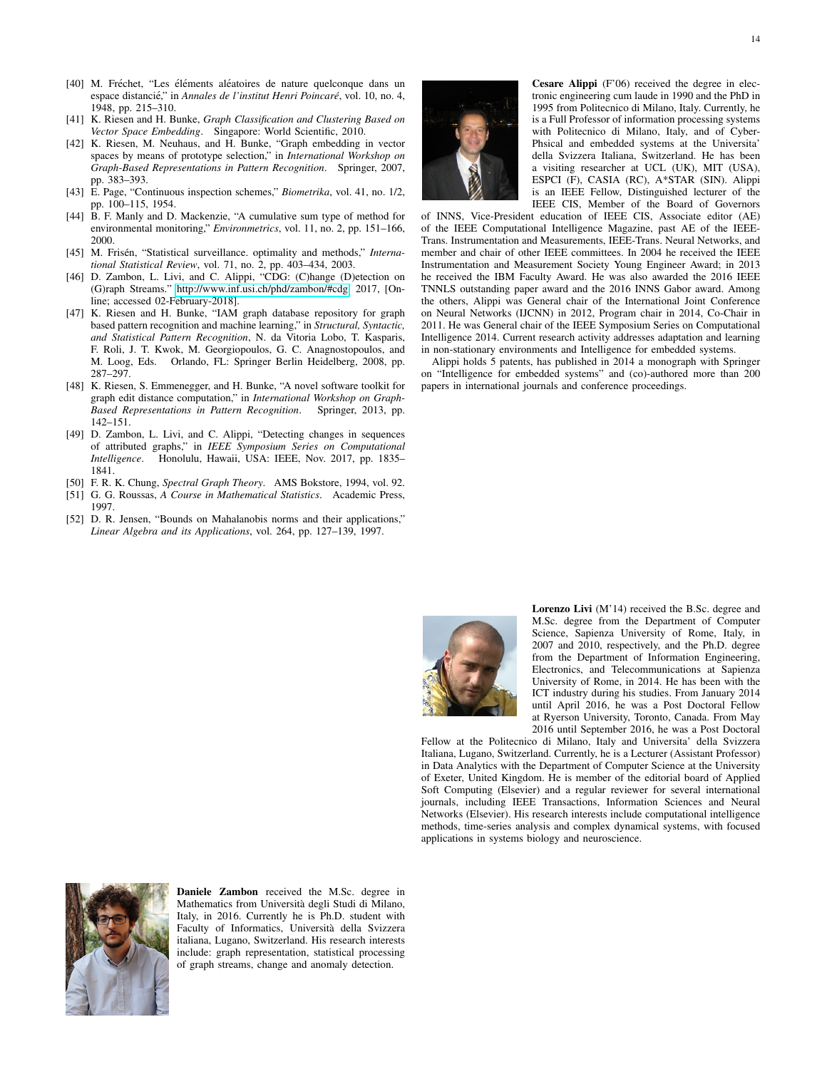[40] M. Fréchet, "Les éléments aléatoires de nature quelconque dans un espace distancié," in *Annales de l'institut Henri Poincaré*, vol. 10, no. 4, 1948, pp. 215–310.

[41] K. Riesen and H. Bunke, *Graph Classification and Clustering Based on Vector Space Embedding*. Singapore: World Scientific, 2010.

[42] K. Riesen, M. Neuhaus, and H. Bunke, "Graph embedding in vector spaces by means of prototype selection," in *International Workshop on Graph-Based Representations in Pattern Recognition*. Springer, 2007, pp. 383–393.

[43] E. Page, "Continuous inspection schemes," *Biometrika*, vol. 41, no. 1/2, pp. 100–115, 1954.

[44] B. F. Manly and D. Mackenzie, "A cumulative sum type of method for environmental monitoring," *Environmetrics*, vol. 11, no. 2, pp. 151–166, 2000.

[45] M. Frisén, "Statistical surveillance. optimality and methods," *International Statistical Review*, vol. 71, no. 2, pp. 403–434, 2003.

[46] D. Zambon, L. Livi, and C. Alippi, "CDG: (C)hange (D)etection on (G)raph Streams." http://www.inf.usi.ch/phd/zambon/#cdg, 2017, [Online; accessed 02-February-2018].

[47] K. Riesen and H. Bunke, "IAM graph database repository for graph based pattern recognition and machine learning," in *Structural, Syntactic, and Statistical Pattern Recognition*, N. da Vitoria Lobo, T. Kasparis, F. Roli, J. T. Kwok, M. Georgiopoulos, G. C. Anagnostopoulos, and M. Loog, Eds. Orlando, FL: Springer Berlin Heidelberg, 2008, pp. 287–297.

[48] K. Riesen, S. Emmenegger, and H. Bunke, "A novel software toolkit for graph edit distance computation," in *International Workshop on Graph-Based Representations in Pattern Recognition*. Springer, 2013, pp. 142–151.

[49] D. Zambon, L. Livi, and C. Alippi, "Detecting changes in sequences of attributed graphs," in *IEEE Symposium Series on Computational Intelligence*. Honolulu, Hawaii, USA: IEEE, Nov. 2017, pp. 1835–1841.

[50] F. R. K. Chung, *Spectral Graph Theory*. AMS Bokstore, 1994, vol. 92.

[51] G. G. Roussas, *A Course in Mathematical Statistics*. Academic Press, 1997.

[52] D. R. Jensen, "Bounds on Mahalanobis norms and their applications," *Linear Algebra and its Applications*, vol. 264, pp. 127–139, 1997.

**Cesare Alippi** (F'06) received the degree in electronic engineering cum laude in 1990 and the PhD in 1995 from Politecnico di Milano, Italy. Currently, he is a Full Professor of information processing systems with Politecnico di Milano, Italy, and of Cyber-Phsical and embedded systems at the Universita' della Svizzera Italiana, Switzerland. He has been a visiting researcher at UCL (UK), MIT (USA), ESPCI (F), CASIA (RC), A*STAR (SIN). Alippi is an IEEE Fellow, Distinguished lecturer of the IEEE CIS, Member of the Board of Governors of INNS, Vice-President education of IEEE CIS, Associate editor (AE) of the IEEE Computational Intelligence Magazine, past AE of the IEEE-Trans. Instrumentation and Measurements, IEEE-Trans. Neural Networks, and member and chair of other IEEE committees. In 2004 he received the IEEE Instrumentation and Measurement Society Young Engineer Award; in 2013 he received the IBM Faculty Award. He was also awarded the 2016 IEEE TNNLS outstanding paper award and the 2016 INNS Gabor award. Among the others, Alippi was General chair of the International Joint Conference on Neural Networks (IJCNN) in 2012, Program chair in 2014, Co-Chair in 2011. He was General chair of the IEEE Symposium Series on Computational Intelligence 2014. Current research activity addresses adaptation and learning in non-stationary environments and Intelligence for embedded systems.

Alippi holds 5 patents, has published in 2014 a monograph with Springer on "Intelligence for embedded systems" and (co)-authored more than 200 papers in international journals and conference proceedings.

**Lorenzo Livi** (M'14) received the B.Sc. degree and M.Sc. degree from the Department of Computer Science, Sapienza University of Rome, Italy, in 2007 and 2010, respectively, and the Ph.D. degree from the Department of Information Engineering, Electronics, and Telecommunications at Sapienza University of Rome, in 2014. He has been with the ICT industry during his studies. From January 2014 until April 2016, he was a Post Doctoral Fellow at Ryerson University, Toronto, Canada. From May 2016 until September 2016, he was a Post Doctoral Fellow at the Politecnico di Milano, Italy and Universita' della Svizzera Italiana, Lugano, Switzerland. Currently, he is a Lecturer (Assistant Professor) in Data Analytics with the Department of Computer Science at the University of Exeter, United Kingdom. He is member of the editorial board of Applied Soft Computing (Elsevier) and a regular reviewer for several international journals, including IEEE Transactions, Information Sciences and Neural Networks (Elsevier). His research interests include computational intelligence methods, time-series analysis and complex dynamical systems, with focused applications in systems biology and neuroscience.

**Daniele Zambon** received the M.Sc. degree in Mathematics from Università degli Studi di Milano, Italy, in 2016. Currently he is Ph.D. student with Faculty of Informatics, Università della Svizzera italiana, Lugano, Switzerland. His research interests include: graph representation, statistical processing of graph streams, change and anomaly detection.